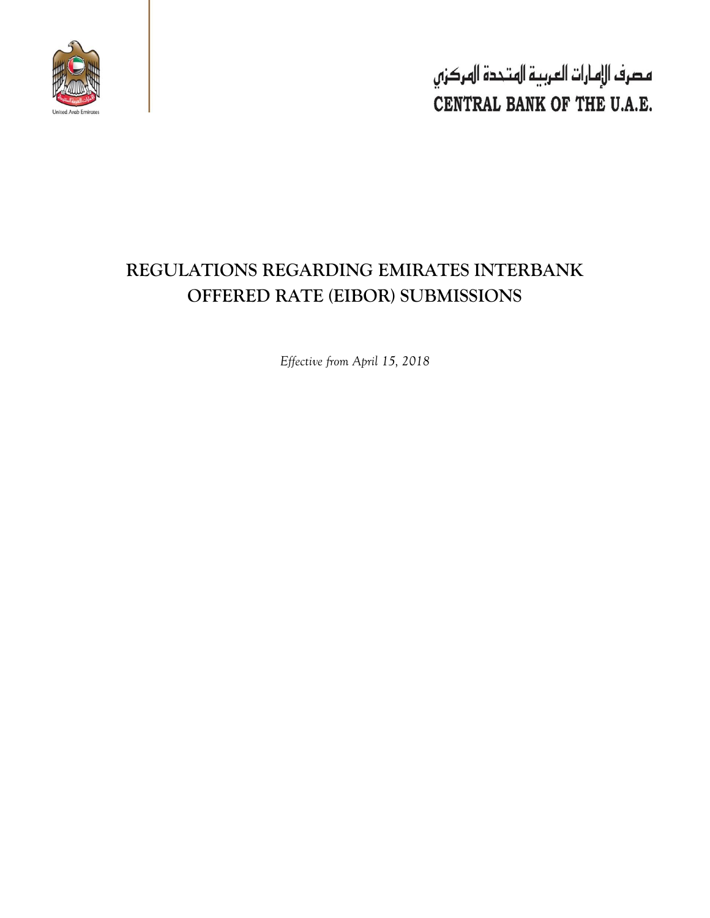United Arab Emirates

مصرف الإمارات العربية المتحدة المركزي
CENTRAL BANK OF THE U.A.E.

# REGULATIONS REGARDING EMIRATES INTERBANK OFFERED RATE (EIBOR) SUBMISSIONS

*Effective from April 15, 2018*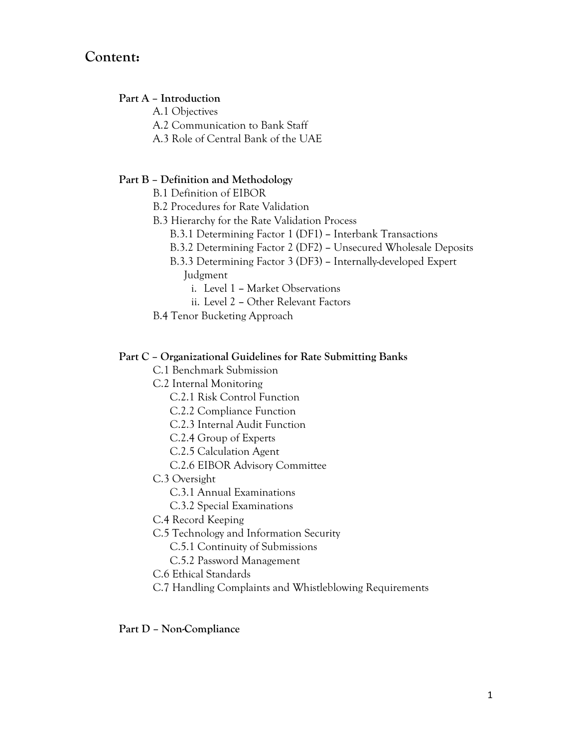# Content:

**Part A – Introduction**

- A.1 Objectives
- A.2 Communication to Bank Staff
- A.3 Role of Central Bank of the UAE

**Part B – Definition and Methodology**

- B.1 Definition of EIBOR
- B.2 Procedures for Rate Validation
- B.3 Hierarchy for the Rate Validation Process
  - B.3.1 Determining Factor 1 (DF1) – Interbank Transactions
  - B.3.2 Determining Factor 2 (DF2) – Unsecured Wholesale Deposits
  - B.3.3 Determining Factor 3 (DF3) – Internally-developed Expert Judgment
    - i. Level 1 – Market Observations
    - ii. Level 2 – Other Relevant Factors
- B.4 Tenor Bucketing Approach

**Part C – Organizational Guidelines for Rate Submitting Banks**

- C.1 Benchmark Submission
- C.2 Internal Monitoring
  - C.2.1 Risk Control Function
  - C.2.2 Compliance Function
  - C.2.3 Internal Audit Function
  - C.2.4 Group of Experts
  - C.2.5 Calculation Agent
  - C.2.6 EIBOR Advisory Committee
- C.3 Oversight
  - C.3.1 Annual Examinations
  - C.3.2 Special Examinations
- C.4 Record Keeping
- C.5 Technology and Information Security
  - C.5.1 Continuity of Submissions
  - C.5.2 Password Management
- C.6 Ethical Standards
- C.7 Handling Complaints and Whistleblowing Requirements

**Part D – Non-Compliance**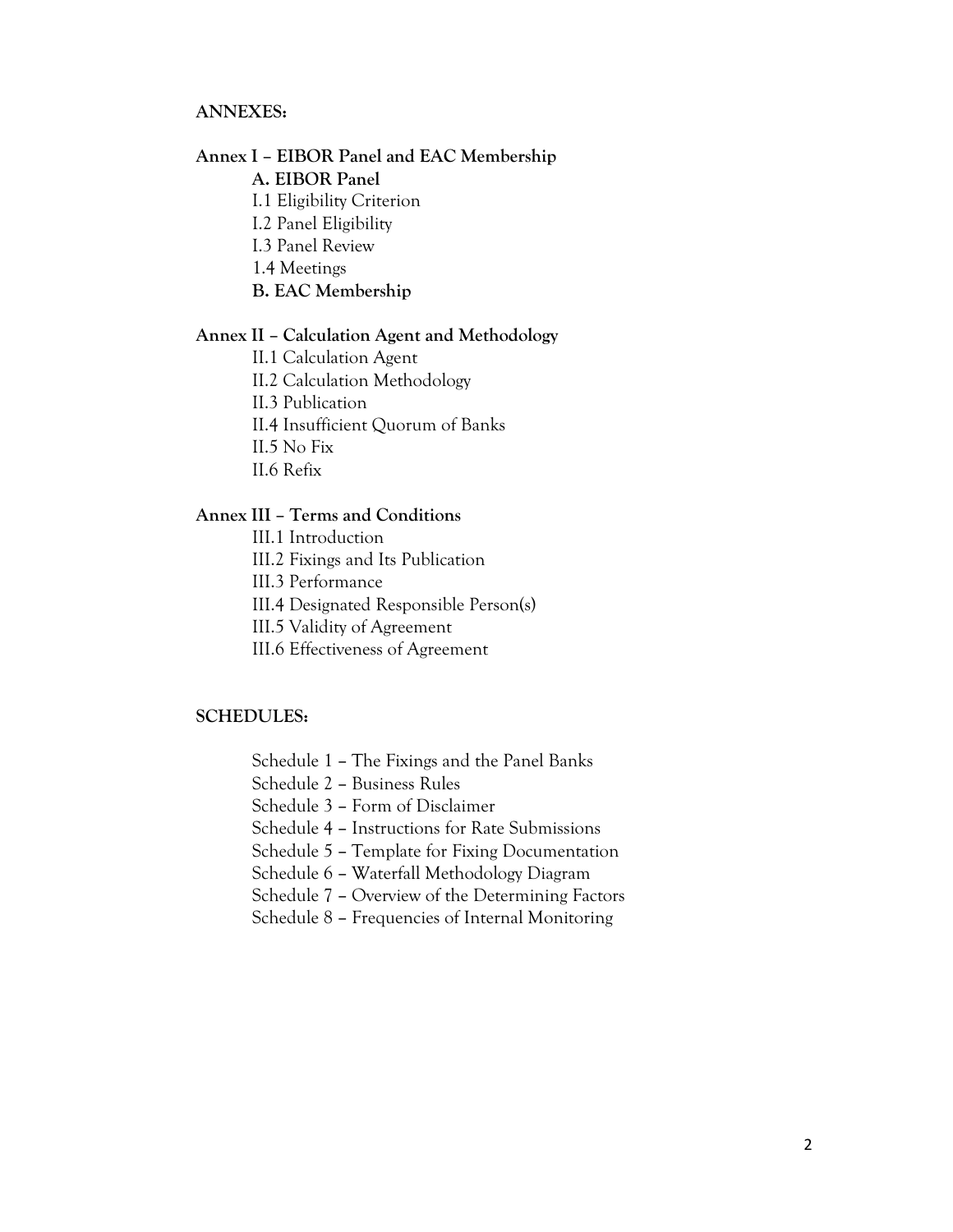**ANNEXES:**

**Annex I – EIBOR Panel and EAC Membership**

- **A. EIBOR Panel**
  - I.1 Eligibility Criterion
  - I.2 Panel Eligibility
  - I.3 Panel Review
  - 1.4 Meetings
- **B. EAC Membership**

**Annex II – Calculation Agent and Methodology**

- II.1 Calculation Agent
- II.2 Calculation Methodology
- II.3 Publication
- II.4 Insufficient Quorum of Banks
- II.5 No Fix
- II.6 Refix

**Annex III – Terms and Conditions**

- III.1 Introduction
- III.2 Fixings and Its Publication
- III.3 Performance
- III.4 Designated Responsible Person(s)
- III.5 Validity of Agreement
- III.6 Effectiveness of Agreement

**SCHEDULES:**

- Schedule 1 – The Fixings and the Panel Banks
- Schedule 2 – Business Rules
- Schedule 3 – Form of Disclaimer
- Schedule 4 – Instructions for Rate Submissions
- Schedule 5 – Template for Fixing Documentation
- Schedule 6 – Waterfall Methodology Diagram
- Schedule 7 – Overview of the Determining Factors
- Schedule 8 – Frequencies of Internal Monitoring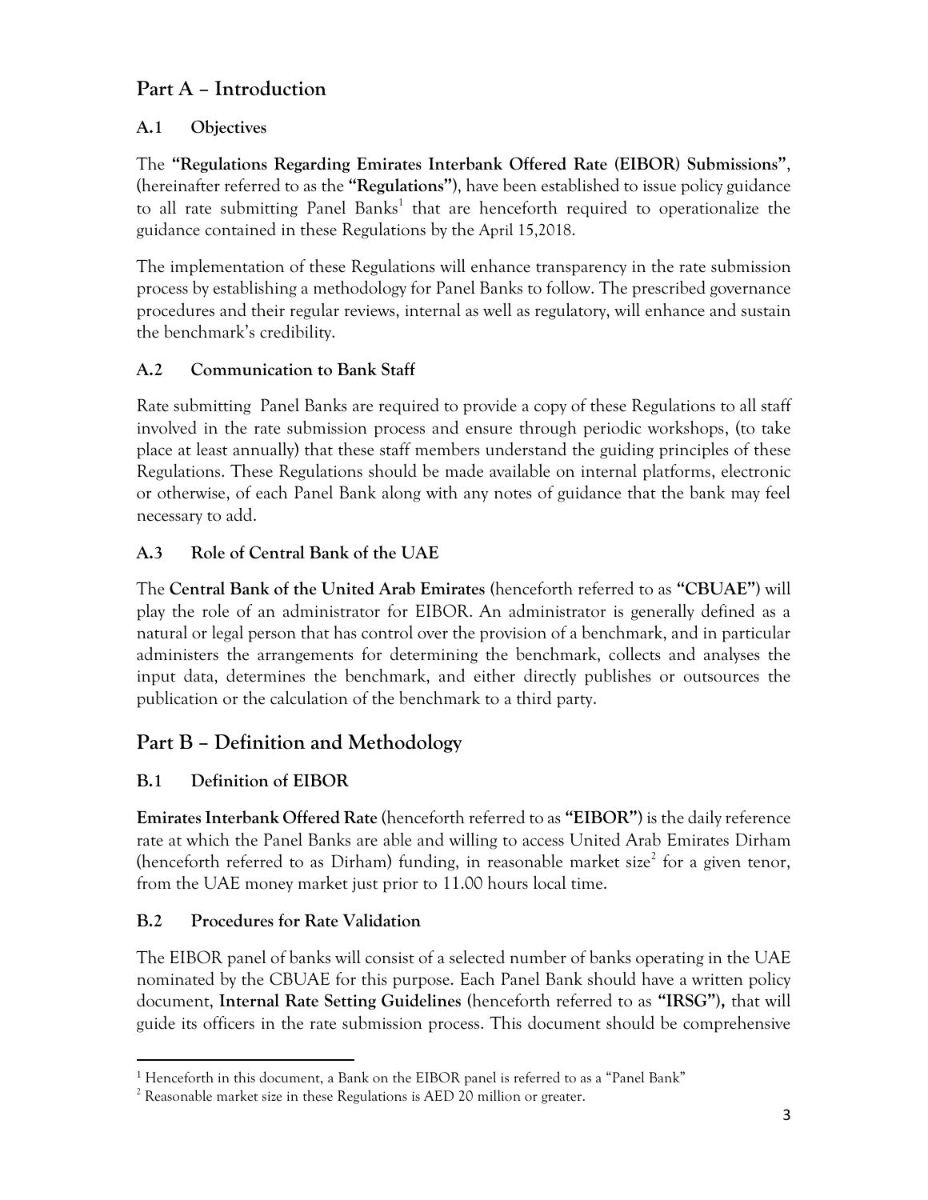## Part A – Introduction

### A.1 Objectives

The **"Regulations Regarding Emirates Interbank Offered Rate (EIBOR) Submissions"**, (hereinafter referred to as the **"Regulations"**), have been established to issue policy guidance to all rate submitting Panel Banks[1] that are henceforth required to operationalize the guidance contained in these Regulations by the April 15,2018.

The implementation of these Regulations will enhance transparency in the rate submission process by establishing a methodology for Panel Banks to follow. The prescribed governance procedures and their regular reviews, internal as well as regulatory, will enhance and sustain the benchmark's credibility.

### A.2 Communication to Bank Staff

Rate submitting Panel Banks are required to provide a copy of these Regulations to all staff involved in the rate submission process and ensure through periodic workshops, (to take place at least annually) that these staff members understand the guiding principles of these Regulations. These Regulations should be made available on internal platforms, electronic or otherwise, of each Panel Bank along with any notes of guidance that the bank may feel necessary to add.

### A.3 Role of Central Bank of the UAE

The **Central Bank of the United Arab Emirates** (henceforth referred to as **"CBUAE"**) will play the role of an administrator for EIBOR. An administrator is generally defined as a natural or legal person that has control over the provision of a benchmark, and in particular administers the arrangements for determining the benchmark, collects and analyses the input data, determines the benchmark, and either directly publishes or outsources the publication or the calculation of the benchmark to a third party.

## Part B – Definition and Methodology

### B.1 Definition of EIBOR

**Emirates Interbank Offered Rate** (henceforth referred to as **"EIBOR"**) is the daily reference rate at which the Panel Banks are able and willing to access United Arab Emirates Dirham (henceforth referred to as Dirham) funding, in reasonable market size[2] for a given tenor, from the UAE money market just prior to 11.00 hours local time.

### B.2 Procedures for Rate Validation

The EIBOR panel of banks will consist of a selected number of banks operating in the UAE nominated by the CBUAE for this purpose. Each Panel Bank should have a written policy document, **Internal Rate Setting Guidelines** (henceforth referred to as **"IRSG")**, that will guide its officers in the rate submission process. This document should be comprehensive

---

[1] Henceforth in this document, a Bank on the EIBOR panel is referred to as a "Panel Bank"

[2] Reasonable market size in these Regulations is AED 20 million or greater.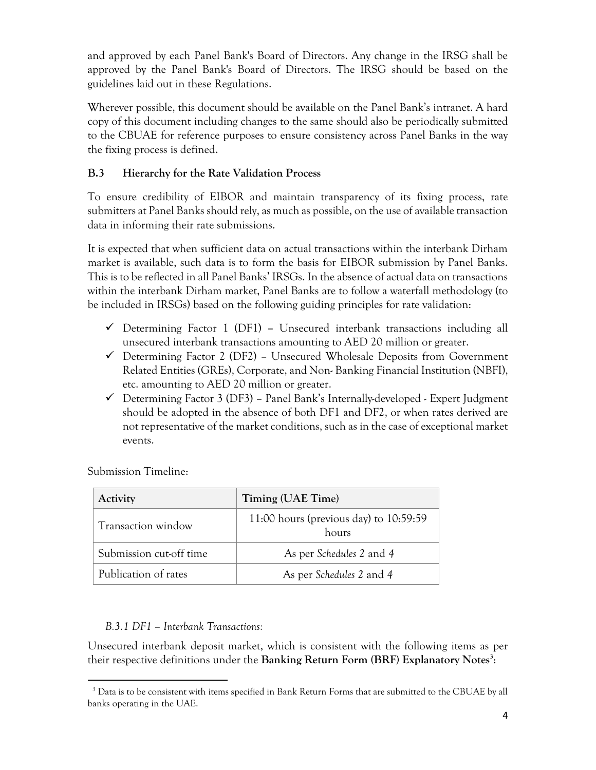and approved by each Panel Bank's Board of Directors. Any change in the IRSG shall be approved by the Panel Bank's Board of Directors. The IRSG should be based on the guidelines laid out in these Regulations.

Wherever possible, this document should be available on the Panel Bank's intranet. A hard copy of this document including changes to the same should also be periodically submitted to the CBUAE for reference purposes to ensure consistency across Panel Banks in the way the fixing process is defined.

### B.3 Hierarchy for the Rate Validation Process

To ensure credibility of EIBOR and maintain transparency of its fixing process, rate submitters at Panel Banks should rely, as much as possible, on the use of available transaction data in informing their rate submissions.

It is expected that when sufficient data on actual transactions within the interbank Dirham market is available, such data is to form the basis for EIBOR submission by Panel Banks. This is to be reflected in all Panel Banks' IRSGs. In the absence of actual data on transactions within the interbank Dirham market, Panel Banks are to follow a waterfall methodology (to be included in IRSGs) based on the following guiding principles for rate validation:

- ✓ Determining Factor 1 (DF1) – Unsecured interbank transactions including all unsecured interbank transactions amounting to AED 20 million or greater.
- ✓ Determining Factor 2 (DF2) – Unsecured Wholesale Deposits from Government Related Entities (GREs), Corporate, and Non- Banking Financial Institution (NBFI), etc. amounting to AED 20 million or greater.
- ✓ Determining Factor 3 (DF3) – Panel Bank's Internally-developed - Expert Judgment should be adopted in the absence of both DF1 and DF2, or when rates derived are not representative of the market conditions, such as in the case of exceptional market events.

Submission Timeline:

| Activity | Timing (UAE Time) |
|---|---|
| Transaction window | 11:00 hours (previous day) to 10:59:59 hours |
| Submission cut-off time | As per *Schedules 2* and *4* |
| Publication of rates | As per *Schedules 2* and *4* |

*B.3.1 DF1 – Interbank Transactions:*

Unsecured interbank deposit market, which is consistent with the following items as per their respective definitions under the **Banking Return Form (BRF) Explanatory Notes**[3]:

[3] Data is to be consistent with items specified in Bank Return Forms that are submitted to the CBUAE by all banks operating in the UAE.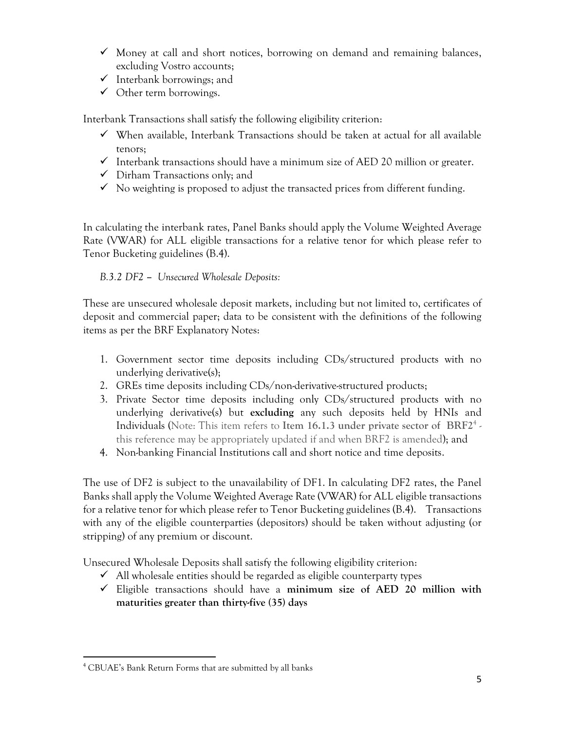- ✓ Money at call and short notices, borrowing on demand and remaining balances, excluding Vostro accounts;
- ✓ Interbank borrowings; and
- ✓ Other term borrowings.

Interbank Transactions shall satisfy the following eligibility criterion:

- ✓ When available, Interbank Transactions should be taken at actual for all available tenors;
- ✓ Interbank transactions should have a minimum size of AED 20 million or greater.
- ✓ Dirham Transactions only; and
- ✓ No weighting is proposed to adjust the transacted prices from different funding.

In calculating the interbank rates, Panel Banks should apply the Volume Weighted Average Rate (VWAR) for ALL eligible transactions for a relative tenor for which please refer to Tenor Bucketing guidelines (B.4).

*B.3.2 DF2 – Unsecured Wholesale Deposits:*

These are unsecured wholesale deposit markets, including but not limited to, certificates of deposit and commercial paper; data to be consistent with the definitions of the following items as per the BRF Explanatory Notes:

1. Government sector time deposits including CDs/structured products with no underlying derivative(s);
2. GREs time deposits including CDs/non-derivative-structured products;
3. Private Sector time deposits including only CDs/structured products with no underlying derivative(s) but **excluding** any such deposits held by HNIs and Individuals (Note: This item refers to **Item 16.1.3 under private sector of BRF2**[4] - this reference may be appropriately updated if and when BRF2 is amended); and
4. Non-banking Financial Institutions call and short notice and time deposits.

The use of DF2 is subject to the unavailability of DF1. In calculating DF2 rates, the Panel Banks shall apply the Volume Weighted Average Rate (VWAR) for ALL eligible transactions for a relative tenor for which please refer to Tenor Bucketing guidelines (B.4). Transactions with any of the eligible counterparties (depositors) should be taken without adjusting (or stripping) of any premium or discount.

Unsecured Wholesale Deposits shall satisfy the following eligibility criterion:

- ✓ All wholesale entities should be regarded as eligible counterparty types
- ✓ Eligible transactions should have a **minimum size of AED 20 million with maturities greater than thirty-five (35) days**

[4] CBUAE's Bank Return Forms that are submitted by all banks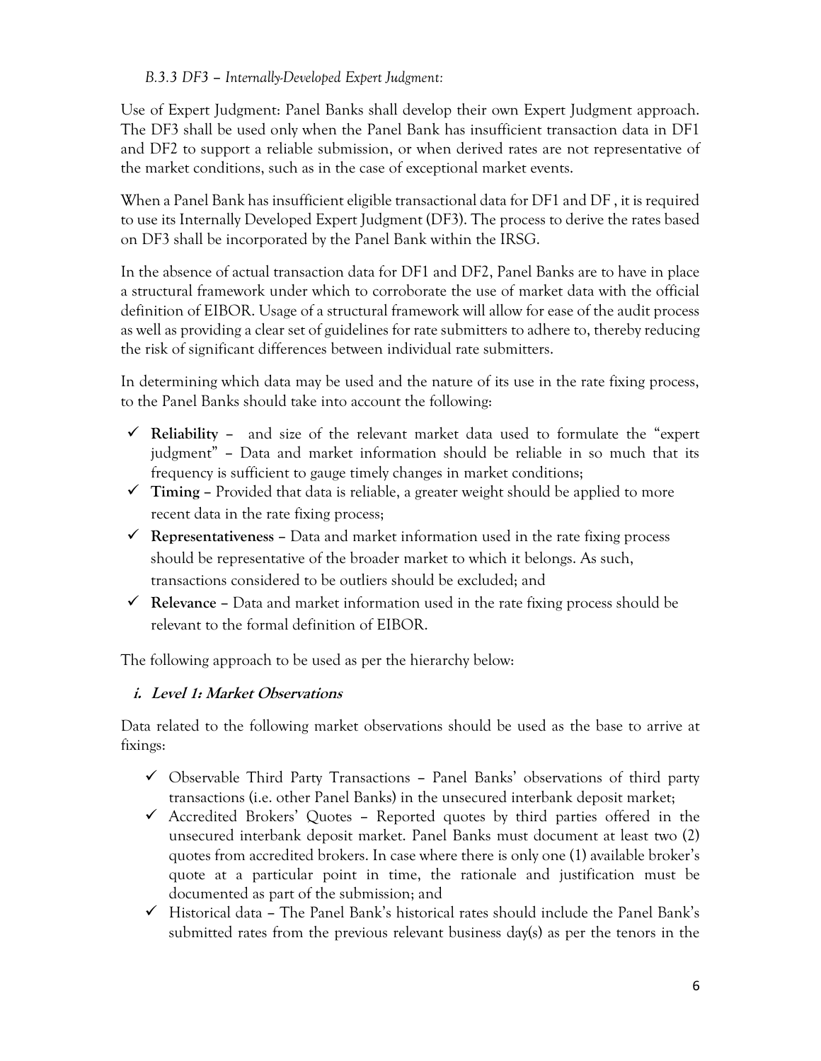*B.3.3 DF3 – Internally-Developed Expert Judgment:*

Use of Expert Judgment: Panel Banks shall develop their own Expert Judgment approach. The DF3 shall be used only when the Panel Bank has insufficient transaction data in DF1 and DF2 to support a reliable submission, or when derived rates are not representative of the market conditions, such as in the case of exceptional market events.

When a Panel Bank has insufficient eligible transactional data for DF1 and DF , it is required to use its Internally Developed Expert Judgment (DF3). The process to derive the rates based on DF3 shall be incorporated by the Panel Bank within the IRSG.

In the absence of actual transaction data for DF1 and DF2, Panel Banks are to have in place a structural framework under which to corroborate the use of market data with the official definition of EIBOR. Usage of a structural framework will allow for ease of the audit process as well as providing a clear set of guidelines for rate submitters to adhere to, thereby reducing the risk of significant differences between individual rate submitters.

In determining which data may be used and the nature of its use in the rate fixing process, to the Panel Banks should take into account the following:

- ✓ **Reliability** – and size of the relevant market data used to formulate the "expert judgment" – Data and market information should be reliable in so much that its frequency is sufficient to gauge timely changes in market conditions;
- ✓ **Timing** – Provided that data is reliable, a greater weight should be applied to more recent data in the rate fixing process;
- ✓ **Representativeness** – Data and market information used in the rate fixing process should be representative of the broader market to which it belongs. As such, transactions considered to be outliers should be excluded; and
- ✓ **Relevance** – Data and market information used in the rate fixing process should be relevant to the formal definition of EIBOR.

The following approach to be used as per the hierarchy below:

***i. Level 1: Market Observations***

Data related to the following market observations should be used as the base to arrive at fixings:

- ✓ Observable Third Party Transactions – Panel Banks' observations of third party transactions (i.e. other Panel Banks) in the unsecured interbank deposit market;
- ✓ Accredited Brokers' Quotes – Reported quotes by third parties offered in the unsecured interbank deposit market. Panel Banks must document at least two (2) quotes from accredited brokers. In case where there is only one (1) available broker's quote at a particular point in time, the rationale and justification must be documented as part of the submission; and
- ✓ Historical data – The Panel Bank's historical rates should include the Panel Bank's submitted rates from the previous relevant business day(s) as per the tenors in the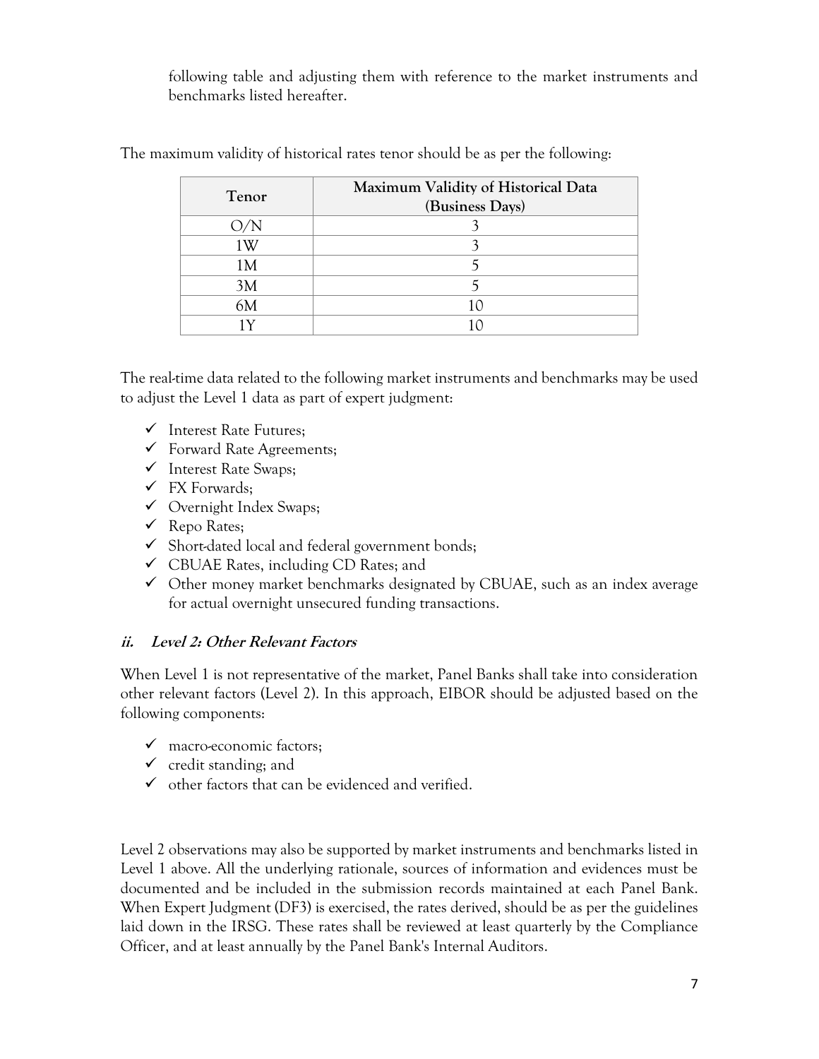following table and adjusting them with reference to the market instruments and benchmarks listed hereafter.

The maximum validity of historical rates tenor should be as per the following:

| Tenor | Maximum Validity of Historical Data (Business Days) |
| --- | --- |
| O/N | 3 |
| 1W | 3 |
| 1M | 5 |
| 3M | 5 |
| 6M | 10 |
| 1Y | 10 |

The real-time data related to the following market instruments and benchmarks may be used to adjust the Level 1 data as part of expert judgment:

- ✓ Interest Rate Futures;
- ✓ Forward Rate Agreements;
- ✓ Interest Rate Swaps;
- ✓ FX Forwards;
- ✓ Overnight Index Swaps;
- ✓ Repo Rates;
- ✓ Short-dated local and federal government bonds;
- ✓ CBUAE Rates, including CD Rates; and
- ✓ Other money market benchmarks designated by CBUAE, such as an index average for actual overnight unsecured funding transactions.

#### ii. *Level 2: Other Relevant Factors*

When Level 1 is not representative of the market, Panel Banks shall take into consideration other relevant factors (Level 2). In this approach, EIBOR should be adjusted based on the following components:

- ✓ macro-economic factors;
- ✓ credit standing; and
- ✓ other factors that can be evidenced and verified.

Level 2 observations may also be supported by market instruments and benchmarks listed in Level 1 above. All the underlying rationale, sources of information and evidences must be documented and be included in the submission records maintained at each Panel Bank. When Expert Judgment (DF3) is exercised, the rates derived, should be as per the guidelines laid down in the IRSG. These rates shall be reviewed at least quarterly by the Compliance Officer, and at least annually by the Panel Bank's Internal Auditors.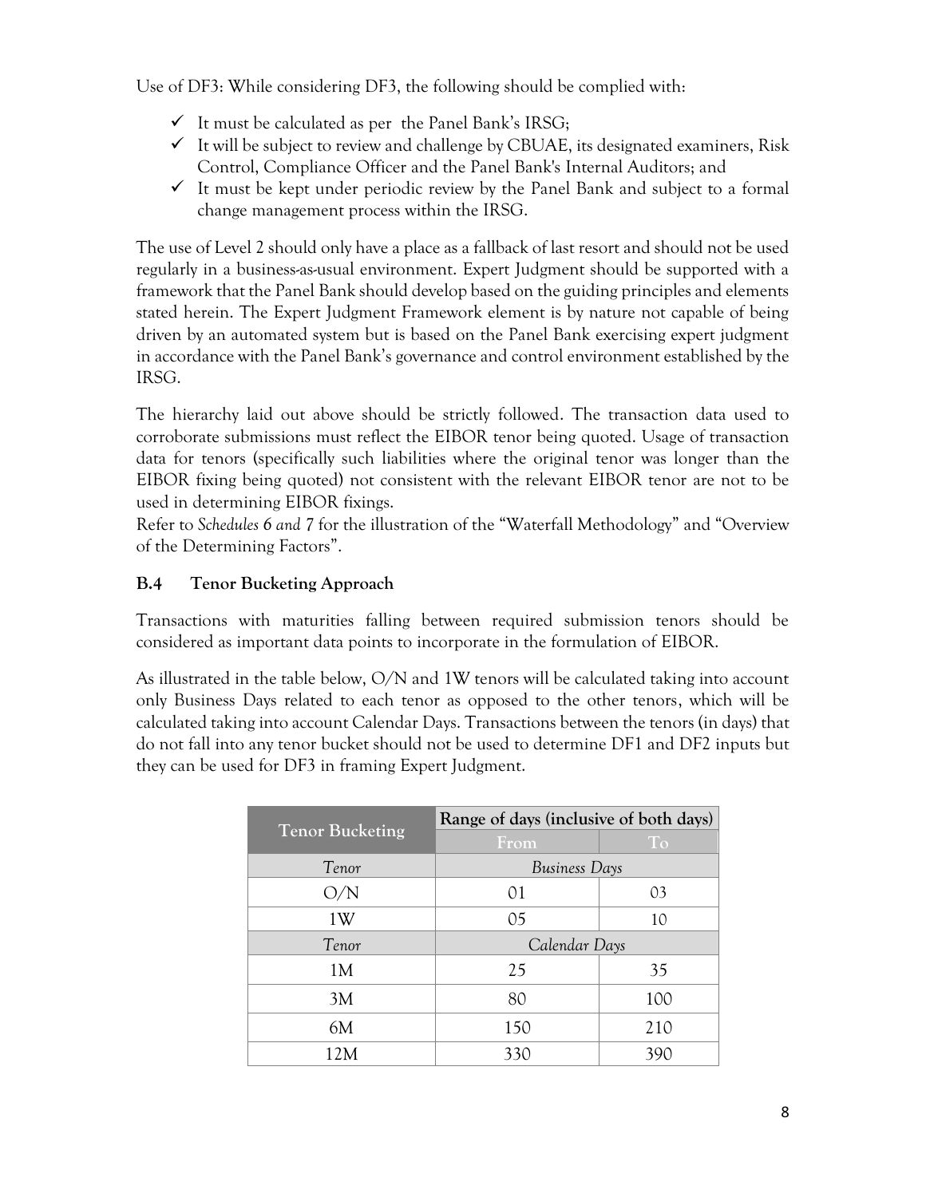Use of DF3: While considering DF3, the following should be complied with:

- ✓ It must be calculated as per the Panel Bank's IRSG;
- ✓ It will be subject to review and challenge by CBUAE, its designated examiners, Risk Control, Compliance Officer and the Panel Bank's Internal Auditors; and
- ✓ It must be kept under periodic review by the Panel Bank and subject to a formal change management process within the IRSG.

The use of Level 2 should only have a place as a fallback of last resort and should not be used regularly in a business-as-usual environment. Expert Judgment should be supported with a framework that the Panel Bank should develop based on the guiding principles and elements stated herein. The Expert Judgment Framework element is by nature not capable of being driven by an automated system but is based on the Panel Bank exercising expert judgment in accordance with the Panel Bank's governance and control environment established by the IRSG.

The hierarchy laid out above should be strictly followed. The transaction data used to corroborate submissions must reflect the EIBOR tenor being quoted. Usage of transaction data for tenors (specifically such liabilities where the original tenor was longer than the EIBOR fixing being quoted) not consistent with the relevant EIBOR tenor are not to be used in determining EIBOR fixings.
Refer to *Schedules 6 and 7* for the illustration of the "Waterfall Methodology" and "Overview of the Determining Factors".

### B.4 Tenor Bucketing Approach

Transactions with maturities falling between required submission tenors should be considered as important data points to incorporate in the formulation of EIBOR.

As illustrated in the table below, O/N and 1W tenors will be calculated taking into account only Business Days related to each tenor as opposed to the other tenors, which will be calculated taking into account Calendar Days. Transactions between the tenors (in days) that do not fall into any tenor bucket should not be used to determine DF1 and DF2 inputs but they can be used for DF3 in framing Expert Judgment.

| Tenor Bucketing | Range of days (inclusive of both days) | |
|---|---|---|
| | From | To |
| *Tenor* | *Business Days* | |
| O/N | 01 | 03 |
| 1W | 05 | 10 |
| *Tenor* | *Calendar Days* | |
| 1M | 25 | 35 |
| 3M | 80 | 100 |
| 6M | 150 | 210 |
| 12M | 330 | 390 |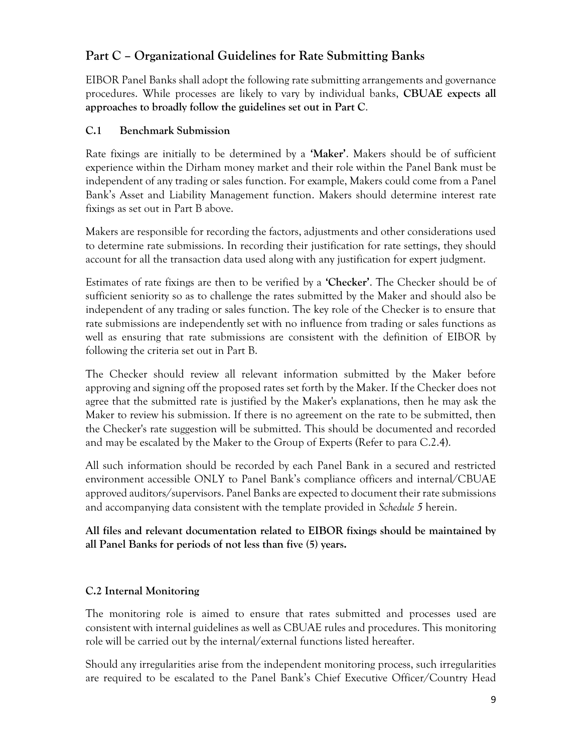## Part C – Organizational Guidelines for Rate Submitting Banks

EIBOR Panel Banks shall adopt the following rate submitting arrangements and governance procedures. While processes are likely to vary by individual banks, **CBUAE expects all approaches to broadly follow the guidelines set out in Part C**.

### C.1 Benchmark Submission

Rate fixings are initially to be determined by a **'Maker'**. Makers should be of sufficient experience within the Dirham money market and their role within the Panel Bank must be independent of any trading or sales function. For example, Makers could come from a Panel Bank's Asset and Liability Management function. Makers should determine interest rate fixings as set out in Part B above.

Makers are responsible for recording the factors, adjustments and other considerations used to determine rate submissions. In recording their justification for rate settings, they should account for all the transaction data used along with any justification for expert judgment.

Estimates of rate fixings are then to be verified by a **'Checker'**. The Checker should be of sufficient seniority so as to challenge the rates submitted by the Maker and should also be independent of any trading or sales function. The key role of the Checker is to ensure that rate submissions are independently set with no influence from trading or sales functions as well as ensuring that rate submissions are consistent with the definition of EIBOR by following the criteria set out in Part B.

The Checker should review all relevant information submitted by the Maker before approving and signing off the proposed rates set forth by the Maker. If the Checker does not agree that the submitted rate is justified by the Maker's explanations, then he may ask the Maker to review his submission. If there is no agreement on the rate to be submitted, then the Checker's rate suggestion will be submitted. This should be documented and recorded and may be escalated by the Maker to the Group of Experts (Refer to para C.2.4).

All such information should be recorded by each Panel Bank in a secured and restricted environment accessible ONLY to Panel Bank's compliance officers and internal/CBUAE approved auditors/supervisors. Panel Banks are expected to document their rate submissions and accompanying data consistent with the template provided in *Schedule 5* herein.

**All files and relevant documentation related to EIBOR fixings should be maintained by all Panel Banks for periods of not less than five (5) years.**

### C.2 Internal Monitoring

The monitoring role is aimed to ensure that rates submitted and processes used are consistent with internal guidelines as well as CBUAE rules and procedures. This monitoring role will be carried out by the internal/external functions listed hereafter.

Should any irregularities arise from the independent monitoring process, such irregularities are required to be escalated to the Panel Bank's Chief Executive Officer/Country Head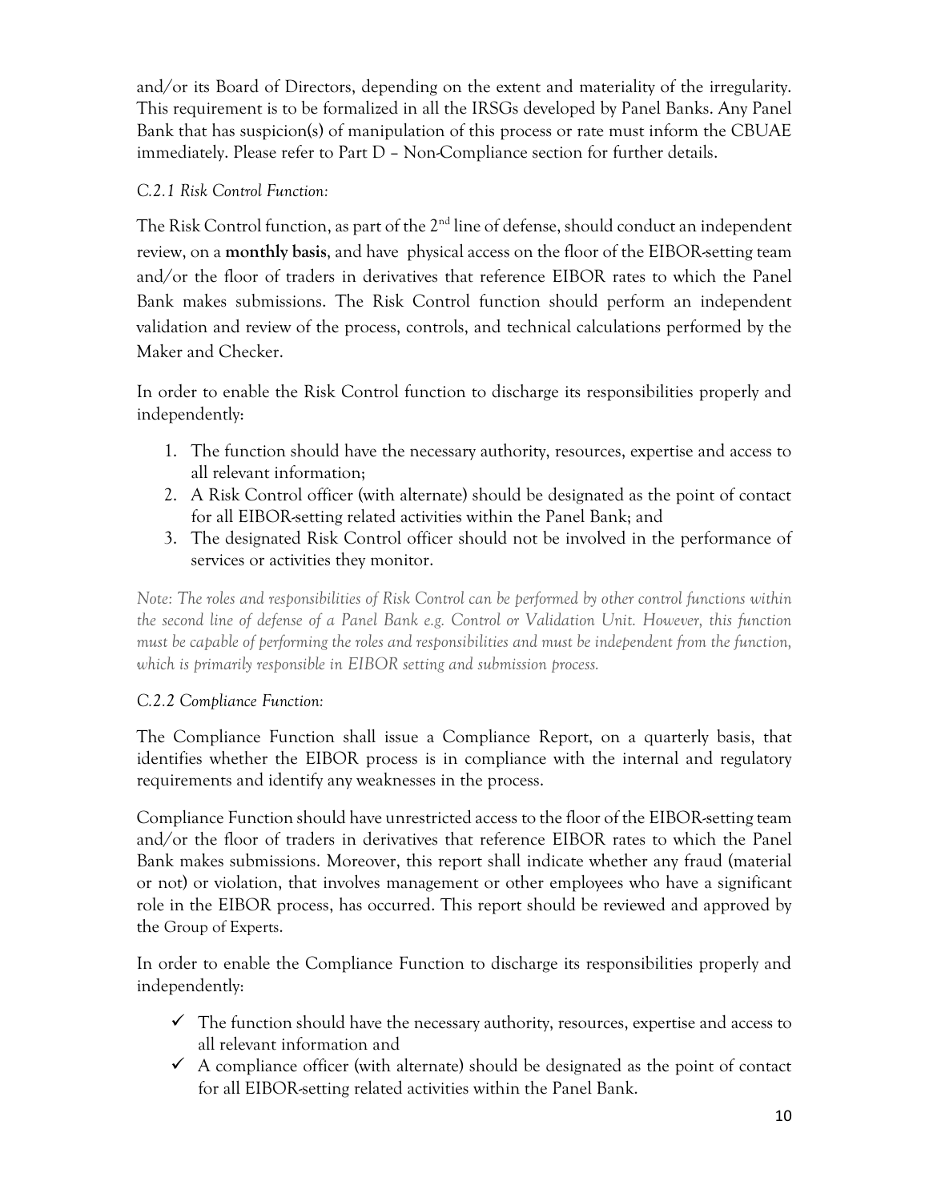and/or its Board of Directors, depending on the extent and materiality of the irregularity. This requirement is to be formalized in all the IRSGs developed by Panel Banks. Any Panel Bank that has suspicion(s) of manipulation of this process or rate must inform the CBUAE immediately. Please refer to Part D – Non-Compliance section for further details.

*C.2.1 Risk Control Function:*

The Risk Control function, as part of the 2nd line of defense, should conduct an independent review, on a **monthly basis**, and have physical access on the floor of the EIBOR-setting team and/or the floor of traders in derivatives that reference EIBOR rates to which the Panel Bank makes submissions. The Risk Control function should perform an independent validation and review of the process, controls, and technical calculations performed by the Maker and Checker.

In order to enable the Risk Control function to discharge its responsibilities properly and independently:

1. The function should have the necessary authority, resources, expertise and access to all relevant information;
2. A Risk Control officer (with alternate) should be designated as the point of contact for all EIBOR-setting related activities within the Panel Bank; and
3. The designated Risk Control officer should not be involved in the performance of services or activities they monitor.

*Note: The roles and responsibilities of Risk Control can be performed by other control functions within the second line of defense of a Panel Bank e.g. Control or Validation Unit. However, this function must be capable of performing the roles and responsibilities and must be independent from the function, which is primarily responsible in EIBOR setting and submission process.*

*C.2.2 Compliance Function:*

The Compliance Function shall issue a Compliance Report, on a quarterly basis, that identifies whether the EIBOR process is in compliance with the internal and regulatory requirements and identify any weaknesses in the process.

Compliance Function should have unrestricted access to the floor of the EIBOR-setting team and/or the floor of traders in derivatives that reference EIBOR rates to which the Panel Bank makes submissions. Moreover, this report shall indicate whether any fraud (material or not) or violation, that involves management or other employees who have a significant role in the EIBOR process, has occurred. This report should be reviewed and approved by the Group of Experts.

In order to enable the Compliance Function to discharge its responsibilities properly and independently:

- ✓ The function should have the necessary authority, resources, expertise and access to all relevant information and
- ✓ A compliance officer (with alternate) should be designated as the point of contact for all EIBOR-setting related activities within the Panel Bank.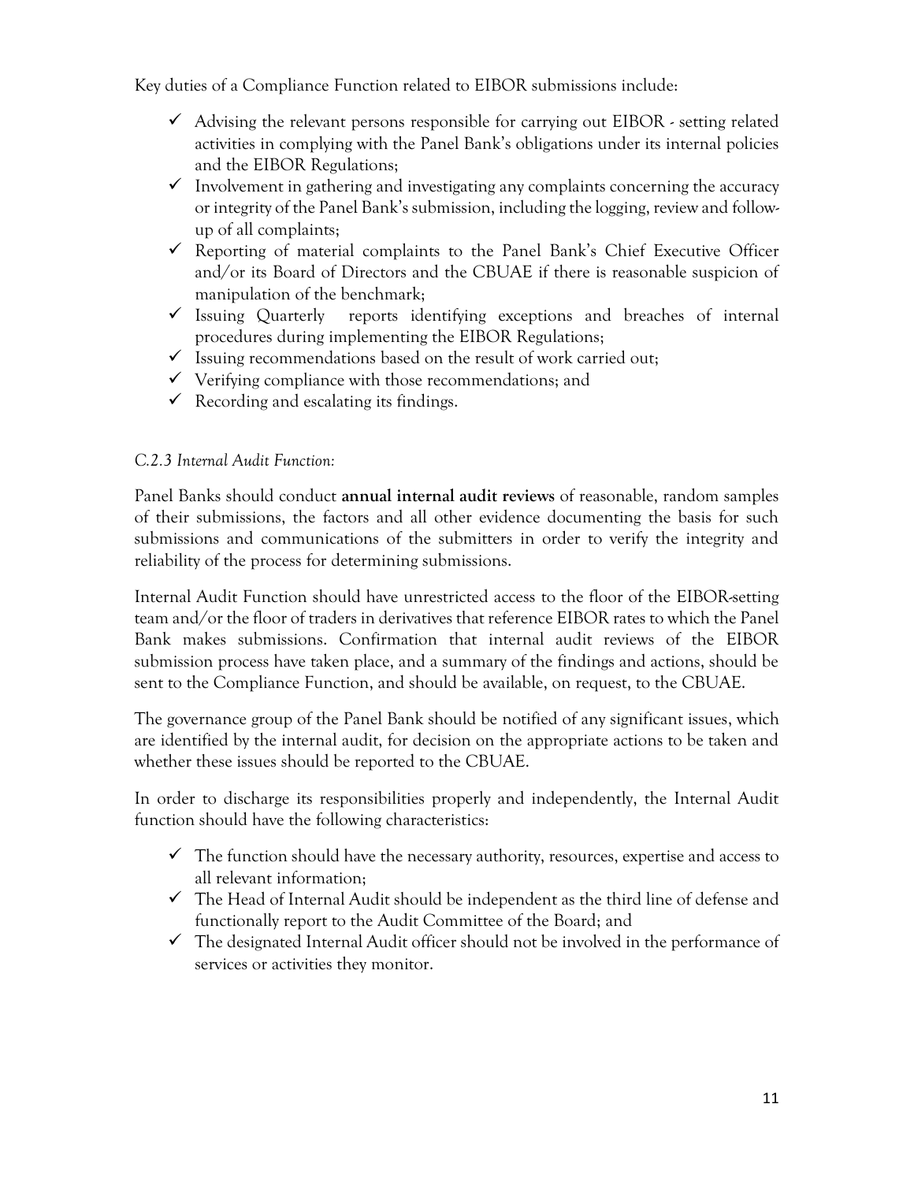Key duties of a Compliance Function related to EIBOR submissions include:

- ✓ Advising the relevant persons responsible for carrying out EIBOR - setting related activities in complying with the Panel Bank's obligations under its internal policies and the EIBOR Regulations;
- ✓ Involvement in gathering and investigating any complaints concerning the accuracy or integrity of the Panel Bank's submission, including the logging, review and follow-up of all complaints;
- ✓ Reporting of material complaints to the Panel Bank's Chief Executive Officer and/or its Board of Directors and the CBUAE if there is reasonable suspicion of manipulation of the benchmark;
- ✓ Issuing Quarterly reports identifying exceptions and breaches of internal procedures during implementing the EIBOR Regulations;
- ✓ Issuing recommendations based on the result of work carried out;
- ✓ Verifying compliance with those recommendations; and
- ✓ Recording and escalating its findings.

*C.2.3 Internal Audit Function:*

Panel Banks should conduct **annual internal audit reviews** of reasonable, random samples of their submissions, the factors and all other evidence documenting the basis for such submissions and communications of the submitters in order to verify the integrity and reliability of the process for determining submissions.

Internal Audit Function should have unrestricted access to the floor of the EIBOR-setting team and/or the floor of traders in derivatives that reference EIBOR rates to which the Panel Bank makes submissions. Confirmation that internal audit reviews of the EIBOR submission process have taken place, and a summary of the findings and actions, should be sent to the Compliance Function, and should be available, on request, to the CBUAE.

The governance group of the Panel Bank should be notified of any significant issues, which are identified by the internal audit, for decision on the appropriate actions to be taken and whether these issues should be reported to the CBUAE.

In order to discharge its responsibilities properly and independently, the Internal Audit function should have the following characteristics:

- ✓ The function should have the necessary authority, resources, expertise and access to all relevant information;
- ✓ The Head of Internal Audit should be independent as the third line of defense and functionally report to the Audit Committee of the Board; and
- ✓ The designated Internal Audit officer should not be involved in the performance of services or activities they monitor.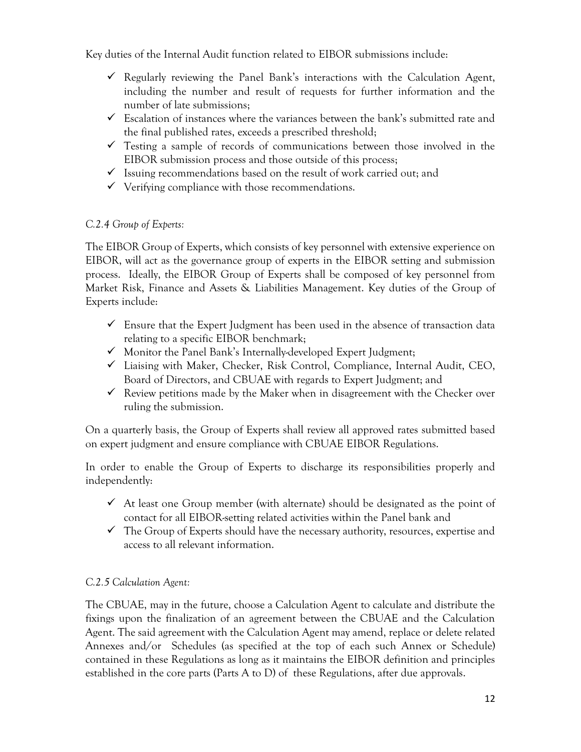Key duties of the Internal Audit function related to EIBOR submissions include:

- ✓ Regularly reviewing the Panel Bank's interactions with the Calculation Agent, including the number and result of requests for further information and the number of late submissions;
- ✓ Escalation of instances where the variances between the bank's submitted rate and the final published rates, exceeds a prescribed threshold;
- ✓ Testing a sample of records of communications between those involved in the EIBOR submission process and those outside of this process;
- ✓ Issuing recommendations based on the result of work carried out; and
- ✓ Verifying compliance with those recommendations.

*C.2.4 Group of Experts:*

The EIBOR Group of Experts, which consists of key personnel with extensive experience on EIBOR, will act as the governance group of experts in the EIBOR setting and submission process. Ideally, the EIBOR Group of Experts shall be composed of key personnel from Market Risk, Finance and Assets & Liabilities Management. Key duties of the Group of Experts include:

- ✓ Ensure that the Expert Judgment has been used in the absence of transaction data relating to a specific EIBOR benchmark;
- ✓ Monitor the Panel Bank's Internally-developed Expert Judgment;
- ✓ Liaising with Maker, Checker, Risk Control, Compliance, Internal Audit, CEO, Board of Directors, and CBUAE with regards to Expert Judgment; and
- ✓ Review petitions made by the Maker when in disagreement with the Checker over ruling the submission.

On a quarterly basis, the Group of Experts shall review all approved rates submitted based on expert judgment and ensure compliance with CBUAE EIBOR Regulations.

In order to enable the Group of Experts to discharge its responsibilities properly and independently:

- ✓ At least one Group member (with alternate) should be designated as the point of contact for all EIBOR-setting related activities within the Panel bank and
- ✓ The Group of Experts should have the necessary authority, resources, expertise and access to all relevant information.

*C.2.5 Calculation Agent:*

The CBUAE, may in the future, choose a Calculation Agent to calculate and distribute the fixings upon the finalization of an agreement between the CBUAE and the Calculation Agent. The said agreement with the Calculation Agent may amend, replace or delete related Annexes and/or Schedules (as specified at the top of each such Annex or Schedule) contained in these Regulations as long as it maintains the EIBOR definition and principles established in the core parts (Parts A to D) of these Regulations, after due approvals.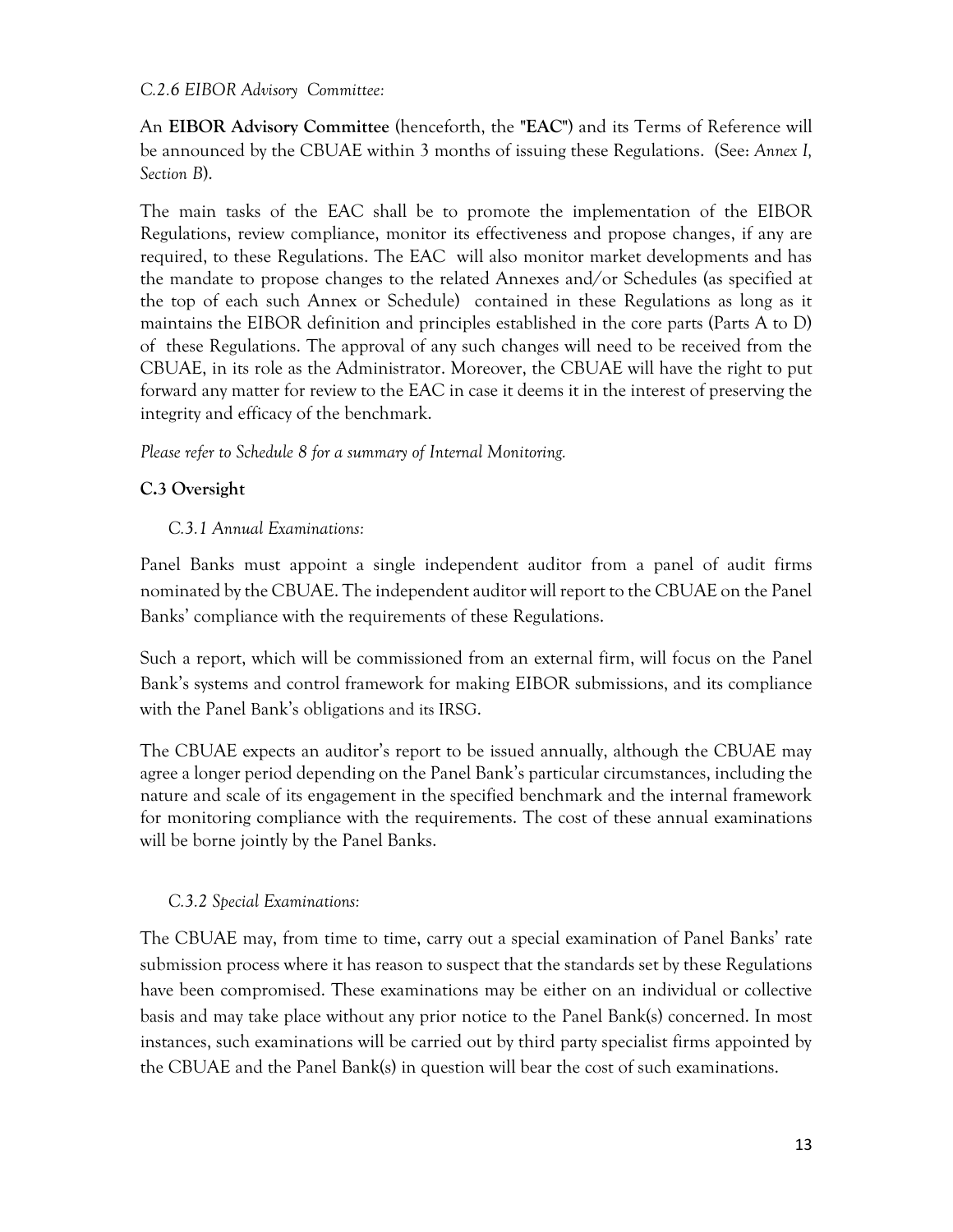*C.2.6 EIBOR Advisory Committee:*

An **EIBOR Advisory Committee** (henceforth, the "**EAC**") and its Terms of Reference will be announced by the CBUAE within 3 months of issuing these Regulations. (See: *Annex I, Section B*).

The main tasks of the EAC shall be to promote the implementation of the EIBOR Regulations, review compliance, monitor its effectiveness and propose changes, if any are required, to these Regulations. The EAC will also monitor market developments and has the mandate to propose changes to the related Annexes and/or Schedules (as specified at the top of each such Annex or Schedule) contained in these Regulations as long as it maintains the EIBOR definition and principles established in the core parts (Parts A to D) of these Regulations. The approval of any such changes will need to be received from the CBUAE, in its role as the Administrator. Moreover, the CBUAE will have the right to put forward any matter for review to the EAC in case it deems it in the interest of preserving the integrity and efficacy of the benchmark.

*Please refer to Schedule 8 for a summary of Internal Monitoring.*

### C.3 Oversight

*C.3.1 Annual Examinations:*

Panel Banks must appoint a single independent auditor from a panel of audit firms nominated by the CBUAE. The independent auditor will report to the CBUAE on the Panel Banks' compliance with the requirements of these Regulations.

Such a report, which will be commissioned from an external firm, will focus on the Panel Bank's systems and control framework for making EIBOR submissions, and its compliance with the Panel Bank's obligations and its IRSG.

The CBUAE expects an auditor's report to be issued annually, although the CBUAE may agree a longer period depending on the Panel Bank's particular circumstances, including the nature and scale of its engagement in the specified benchmark and the internal framework for monitoring compliance with the requirements. The cost of these annual examinations will be borne jointly by the Panel Banks.

*C.3.2 Special Examinations:*

The CBUAE may, from time to time, carry out a special examination of Panel Banks' rate submission process where it has reason to suspect that the standards set by these Regulations have been compromised. These examinations may be either on an individual or collective basis and may take place without any prior notice to the Panel Bank(s) concerned. In most instances, such examinations will be carried out by third party specialist firms appointed by the CBUAE and the Panel Bank(s) in question will bear the cost of such examinations.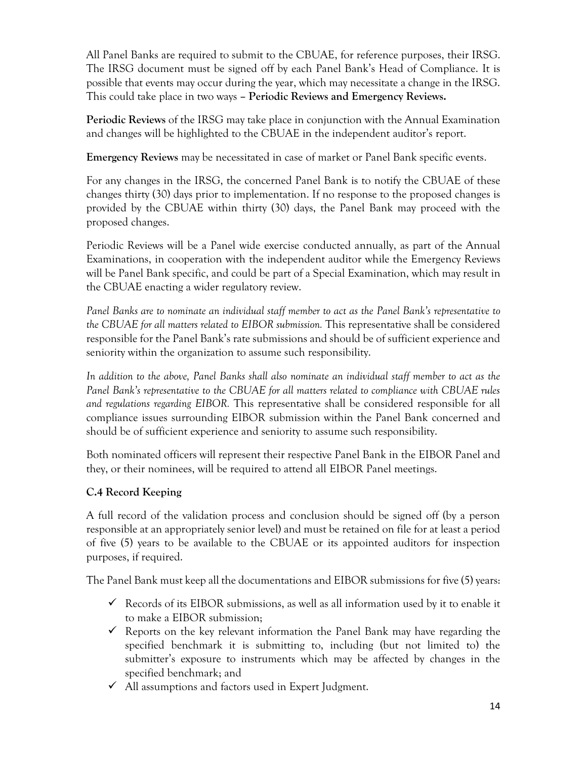All Panel Banks are required to submit to the CBUAE, for reference purposes, their IRSG. The IRSG document must be signed off by each Panel Bank's Head of Compliance. It is possible that events may occur during the year, which may necessitate a change in the IRSG. This could take place in two ways – **Periodic Reviews and Emergency Reviews.**

**Periodic Reviews** of the IRSG may take place in conjunction with the Annual Examination and changes will be highlighted to the CBUAE in the independent auditor's report.

**Emergency Reviews** may be necessitated in case of market or Panel Bank specific events.

For any changes in the IRSG, the concerned Panel Bank is to notify the CBUAE of these changes thirty (30) days prior to implementation. If no response to the proposed changes is provided by the CBUAE within thirty (30) days, the Panel Bank may proceed with the proposed changes.

Periodic Reviews will be a Panel wide exercise conducted annually, as part of the Annual Examinations, in cooperation with the independent auditor while the Emergency Reviews will be Panel Bank specific, and could be part of a Special Examination, which may result in the CBUAE enacting a wider regulatory review.

*Panel Banks are to nominate an individual staff member to act as the Panel Bank's representative to the CBUAE for all matters related to EIBOR submission.* This representative shall be considered responsible for the Panel Bank's rate submissions and should be of sufficient experience and seniority within the organization to assume such responsibility.

*In addition to the above, Panel Banks shall also nominate an individual staff member to act as the Panel Bank's representative to the CBUAE for all matters related to compliance with CBUAE rules and regulations regarding EIBOR.* This representative shall be considered responsible for all compliance issues surrounding EIBOR submission within the Panel Bank concerned and should be of sufficient experience and seniority to assume such responsibility.

Both nominated officers will represent their respective Panel Bank in the EIBOR Panel and they, or their nominees, will be required to attend all EIBOR Panel meetings.

### C.4 Record Keeping

A full record of the validation process and conclusion should be signed off (by a person responsible at an appropriately senior level) and must be retained on file for at least a period of five (5) years to be available to the CBUAE or its appointed auditors for inspection purposes, if required.

The Panel Bank must keep all the documentations and EIBOR submissions for five (5) years:

- ✓ Records of its EIBOR submissions, as well as all information used by it to enable it to make a EIBOR submission;
- ✓ Reports on the key relevant information the Panel Bank may have regarding the specified benchmark it is submitting to, including (but not limited to) the submitter's exposure to instruments which may be affected by changes in the specified benchmark; and
- ✓ All assumptions and factors used in Expert Judgment.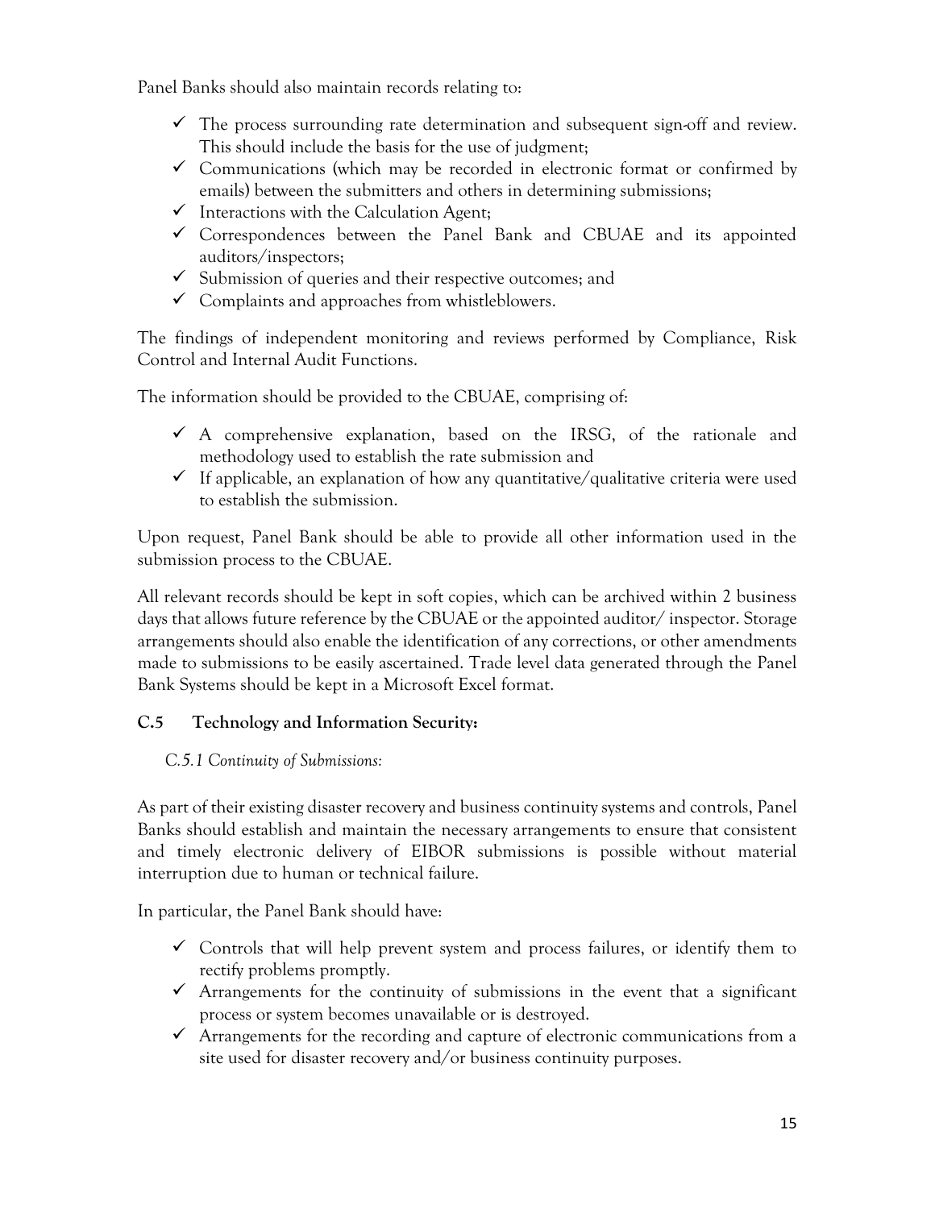Panel Banks should also maintain records relating to:

- ✓ The process surrounding rate determination and subsequent sign-off and review. This should include the basis for the use of judgment;
- ✓ Communications (which may be recorded in electronic format or confirmed by emails) between the submitters and others in determining submissions;
- ✓ Interactions with the Calculation Agent;
- ✓ Correspondences between the Panel Bank and CBUAE and its appointed auditors/inspectors;
- ✓ Submission of queries and their respective outcomes; and
- ✓ Complaints and approaches from whistleblowers.

The findings of independent monitoring and reviews performed by Compliance, Risk Control and Internal Audit Functions.

The information should be provided to the CBUAE, comprising of:

- ✓ A comprehensive explanation, based on the IRSG, of the rationale and methodology used to establish the rate submission and
- ✓ If applicable, an explanation of how any quantitative/qualitative criteria were used to establish the submission.

Upon request, Panel Bank should be able to provide all other information used in the submission process to the CBUAE.

All relevant records should be kept in soft copies, which can be archived within 2 business days that allows future reference by the CBUAE or the appointed auditor/ inspector. Storage arrangements should also enable the identification of any corrections, or other amendments made to submissions to be easily ascertained. Trade level data generated through the Panel Bank Systems should be kept in a Microsoft Excel format.

### C.5 Technology and Information Security:

*C.5.1 Continuity of Submissions:*

As part of their existing disaster recovery and business continuity systems and controls, Panel Banks should establish and maintain the necessary arrangements to ensure that consistent and timely electronic delivery of EIBOR submissions is possible without material interruption due to human or technical failure.

In particular, the Panel Bank should have:

- ✓ Controls that will help prevent system and process failures, or identify them to rectify problems promptly.
- ✓ Arrangements for the continuity of submissions in the event that a significant process or system becomes unavailable or is destroyed.
- ✓ Arrangements for the recording and capture of electronic communications from a site used for disaster recovery and/or business continuity purposes.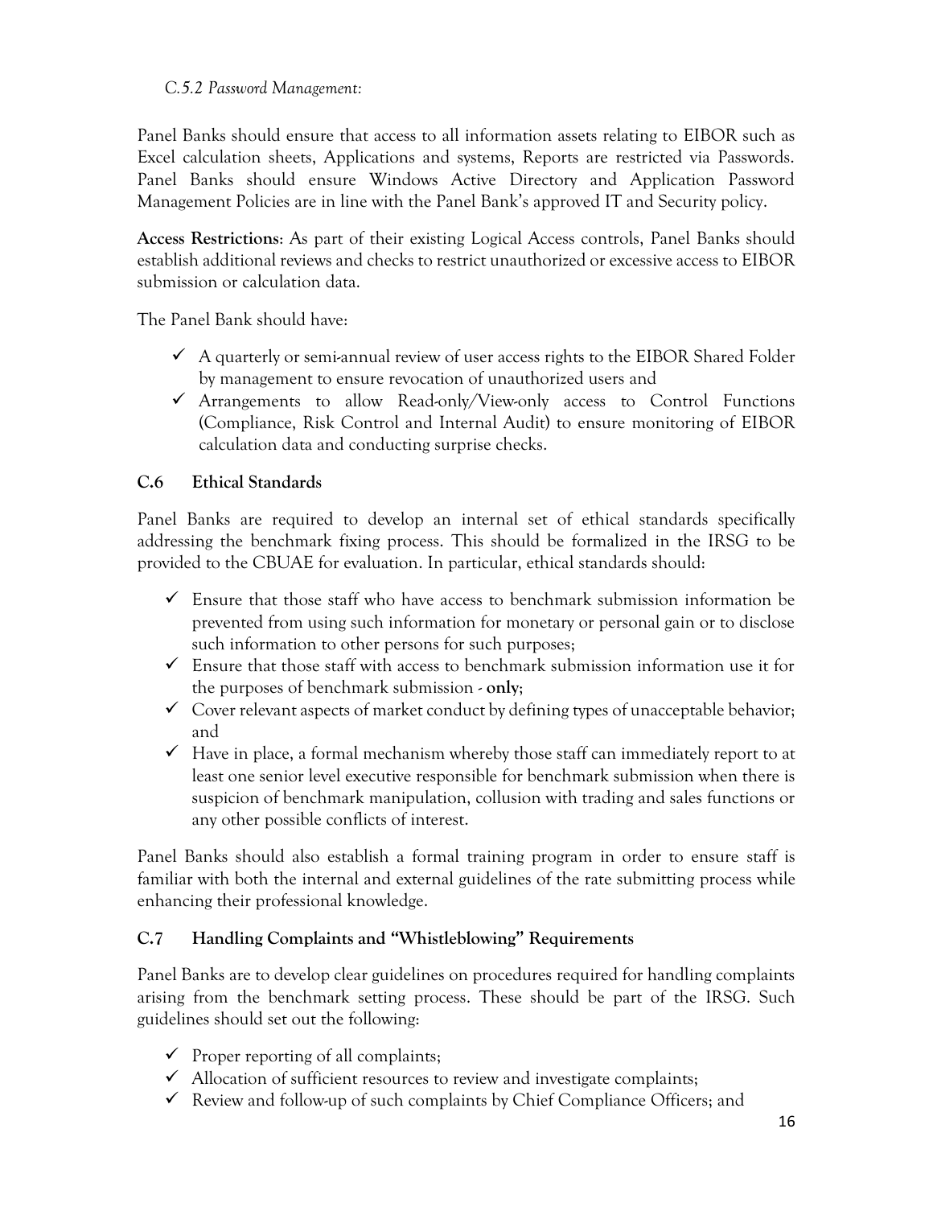*C.5.2 Password Management:*

Panel Banks should ensure that access to all information assets relating to EIBOR such as Excel calculation sheets, Applications and systems, Reports are restricted via Passwords. Panel Banks should ensure Windows Active Directory and Application Password Management Policies are in line with the Panel Bank's approved IT and Security policy.

**Access Restrictions**: As part of their existing Logical Access controls, Panel Banks should establish additional reviews and checks to restrict unauthorized or excessive access to EIBOR submission or calculation data.

The Panel Bank should have:

- ✓ A quarterly or semi-annual review of user access rights to the EIBOR Shared Folder by management to ensure revocation of unauthorized users and
- ✓ Arrangements to allow Read-only/View-only access to Control Functions (Compliance, Risk Control and Internal Audit) to ensure monitoring of EIBOR calculation data and conducting surprise checks.

## C.6 Ethical Standards

Panel Banks are required to develop an internal set of ethical standards specifically addressing the benchmark fixing process. This should be formalized in the IRSG to be provided to the CBUAE for evaluation. In particular, ethical standards should:

- ✓ Ensure that those staff who have access to benchmark submission information be prevented from using such information for monetary or personal gain or to disclose such information to other persons for such purposes;
- ✓ Ensure that those staff with access to benchmark submission information use it for the purposes of benchmark submission - **only**;
- ✓ Cover relevant aspects of market conduct by defining types of unacceptable behavior; and
- ✓ Have in place, a formal mechanism whereby those staff can immediately report to at least one senior level executive responsible for benchmark submission when there is suspicion of benchmark manipulation, collusion with trading and sales functions or any other possible conflicts of interest.

Panel Banks should also establish a formal training program in order to ensure staff is familiar with both the internal and external guidelines of the rate submitting process while enhancing their professional knowledge.

## C.7 Handling Complaints and "Whistleblowing" Requirements

Panel Banks are to develop clear guidelines on procedures required for handling complaints arising from the benchmark setting process. These should be part of the IRSG. Such guidelines should set out the following:

- ✓ Proper reporting of all complaints;
- ✓ Allocation of sufficient resources to review and investigate complaints;
- ✓ Review and follow-up of such complaints by Chief Compliance Officers; and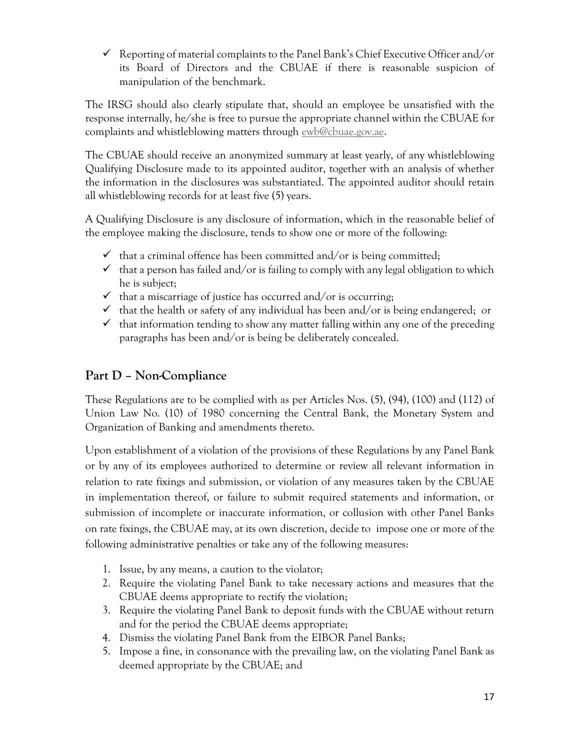- ✓ Reporting of material complaints to the Panel Bank's Chief Executive Officer and/or its Board of Directors and the CBUAE if there is reasonable suspicion of manipulation of the benchmark.

The IRSG should also clearly stipulate that, should an employee be unsatisfied with the response internally, he/she is free to pursue the appropriate channel within the CBUAE for complaints and whistleblowing matters through ewb@cbuae.gov.ae.

The CBUAE should receive an anonymized summary at least yearly, of any whistleblowing Qualifying Disclosure made to its appointed auditor, together with an analysis of whether the information in the disclosures was substantiated. The appointed auditor should retain all whistleblowing records for at least five (5) years.

A Qualifying Disclosure is any disclosure of information, which in the reasonable belief of the employee making the disclosure, tends to show one or more of the following:

- ✓ that a criminal offence has been committed and/or is being committed;
- ✓ that a person has failed and/or is failing to comply with any legal obligation to which he is subject;
- ✓ that a miscarriage of justice has occurred and/or is occurring;
- ✓ that the health or safety of any individual has been and/or is being endangered; or
- ✓ that information tending to show any matter falling within any one of the preceding paragraphs has been and/or is being be deliberately concealed.

## Part D – Non-Compliance

These Regulations are to be complied with as per Articles Nos. (5), (94), (100) and (112) of Union Law No. (10) of 1980 concerning the Central Bank, the Monetary System and Organization of Banking and amendments thereto.

Upon establishment of a violation of the provisions of these Regulations by any Panel Bank or by any of its employees authorized to determine or review all relevant information in relation to rate fixings and submission, or violation of any measures taken by the CBUAE in implementation thereof, or failure to submit required statements and information, or submission of incomplete or inaccurate information, or collusion with other Panel Banks on rate fixings, the CBUAE may, at its own discretion, decide to impose one or more of the following administrative penalties or take any of the following measures:

1. Issue, by any means, a caution to the violator;
2. Require the violating Panel Bank to take necessary actions and measures that the CBUAE deems appropriate to rectify the violation;
3. Require the violating Panel Bank to deposit funds with the CBUAE without return and for the period the CBUAE deems appropriate;
4. Dismiss the violating Panel Bank from the EIBOR Panel Banks;
5. Impose a fine, in consonance with the prevailing law, on the violating Panel Bank as deemed appropriate by the CBUAE; and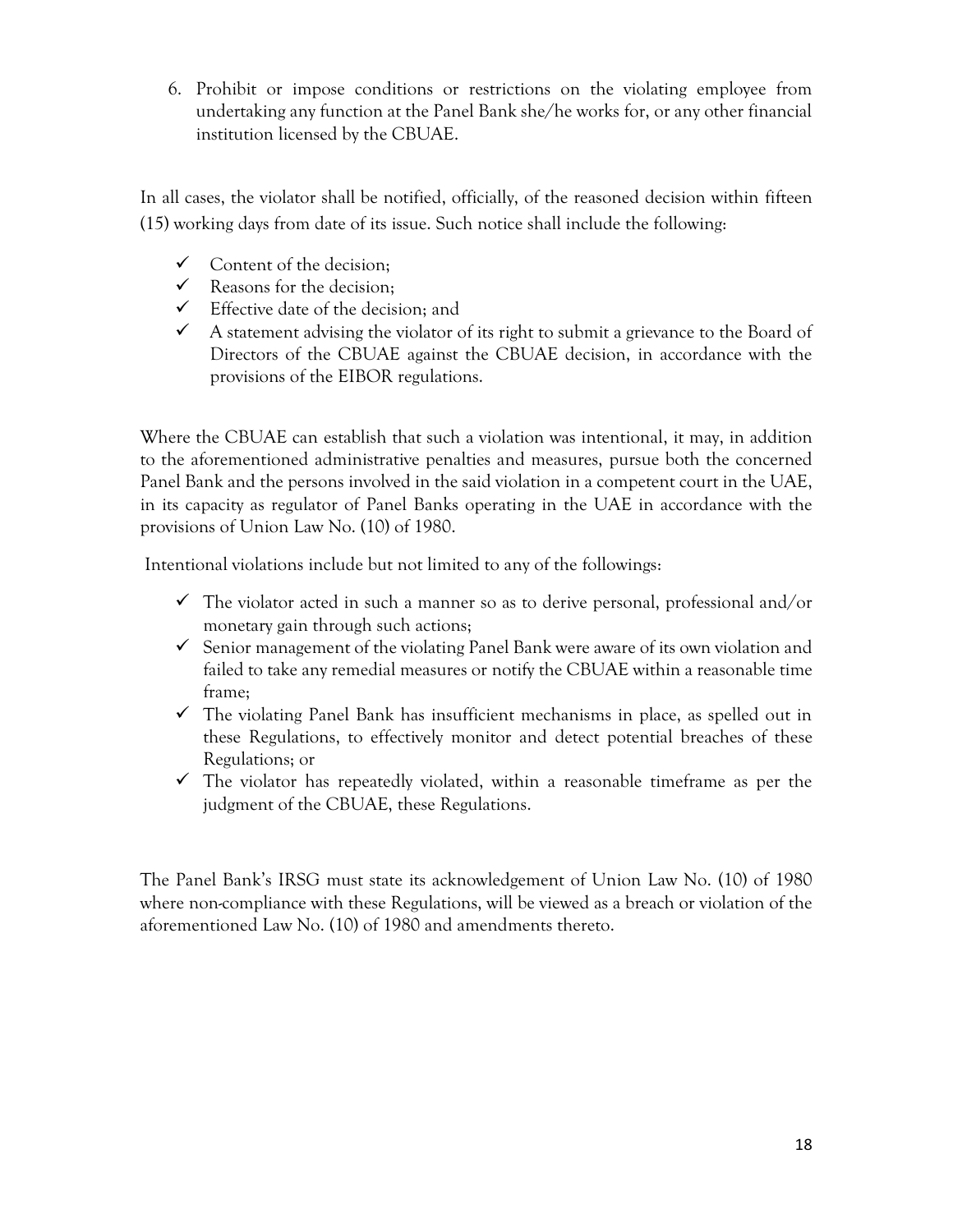6. Prohibit or impose conditions or restrictions on the violating employee from undertaking any function at the Panel Bank she/he works for, or any other financial institution licensed by the CBUAE.

In all cases, the violator shall be notified, officially, of the reasoned decision within fifteen (15) working days from date of its issue. Such notice shall include the following:

- ✓ Content of the decision;
- ✓ Reasons for the decision;
- ✓ Effective date of the decision; and
- ✓ A statement advising the violator of its right to submit a grievance to the Board of Directors of the CBUAE against the CBUAE decision, in accordance with the provisions of the EIBOR regulations.

Where the CBUAE can establish that such a violation was intentional, it may, in addition to the aforementioned administrative penalties and measures, pursue both the concerned Panel Bank and the persons involved in the said violation in a competent court in the UAE, in its capacity as regulator of Panel Banks operating in the UAE in accordance with the provisions of Union Law No. (10) of 1980.

Intentional violations include but not limited to any of the followings:

- ✓ The violator acted in such a manner so as to derive personal, professional and/or monetary gain through such actions;
- ✓ Senior management of the violating Panel Bank were aware of its own violation and failed to take any remedial measures or notify the CBUAE within a reasonable time frame;
- ✓ The violating Panel Bank has insufficient mechanisms in place, as spelled out in these Regulations, to effectively monitor and detect potential breaches of these Regulations; or
- ✓ The violator has repeatedly violated, within a reasonable timeframe as per the judgment of the CBUAE, these Regulations.

The Panel Bank's IRSG must state its acknowledgement of Union Law No. (10) of 1980 where non-compliance with these Regulations, will be viewed as a breach or violation of the aforementioned Law No. (10) of 1980 and amendments thereto.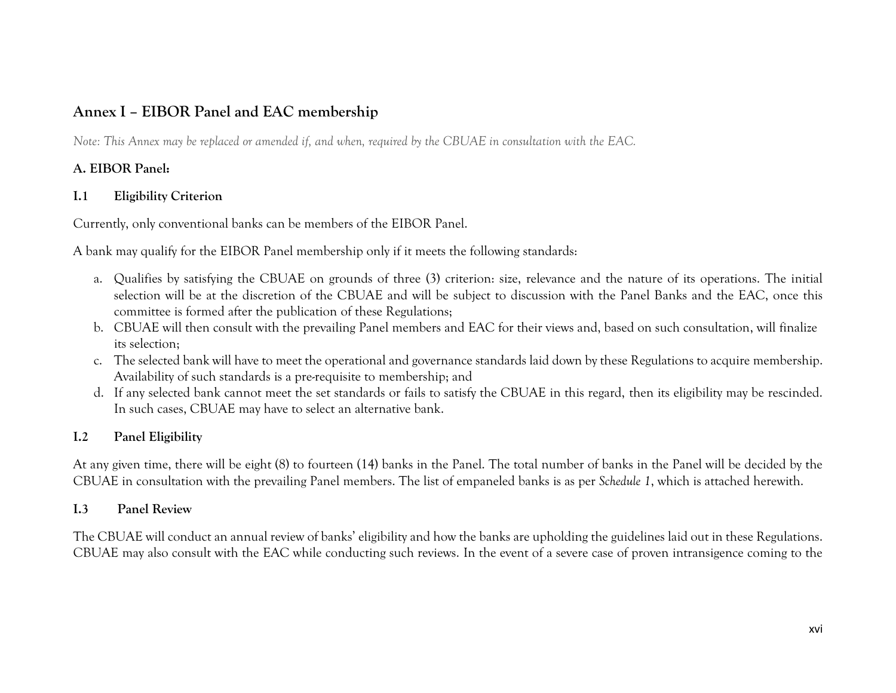## Annex I – EIBOR Panel and EAC membership

*Note: This Annex may be replaced or amended if, and when, required by the CBUAE in consultation with the EAC.*

### A. EIBOR Panel:

### I.1 Eligibility Criterion

Currently, only conventional banks can be members of the EIBOR Panel.

A bank may qualify for the EIBOR Panel membership only if it meets the following standards:

a. Qualifies by satisfying the CBUAE on grounds of three (3) criterion: size, relevance and the nature of its operations. The initial selection will be at the discretion of the CBUAE and will be subject to discussion with the Panel Banks and the EAC, once this committee is formed after the publication of these Regulations;
b. CBUAE will then consult with the prevailing Panel members and EAC for their views and, based on such consultation, will finalize its selection;
c. The selected bank will have to meet the operational and governance standards laid down by these Regulations to acquire membership. Availability of such standards is a pre-requisite to membership; and
d. If any selected bank cannot meet the set standards or fails to satisfy the CBUAE in this regard, then its eligibility may be rescinded. In such cases, CBUAE may have to select an alternative bank.

### I.2 Panel Eligibility

At any given time, there will be eight (8) to fourteen (14) banks in the Panel. The total number of banks in the Panel will be decided by the CBUAE in consultation with the prevailing Panel members. The list of empaneled banks is as per *Schedule 1*, which is attached herewith.

### I.3 Panel Review

The CBUAE will conduct an annual review of banks' eligibility and how the banks are upholding the guidelines laid out in these Regulations. CBUAE may also consult with the EAC while conducting such reviews. In the event of a severe case of proven intransigence coming to the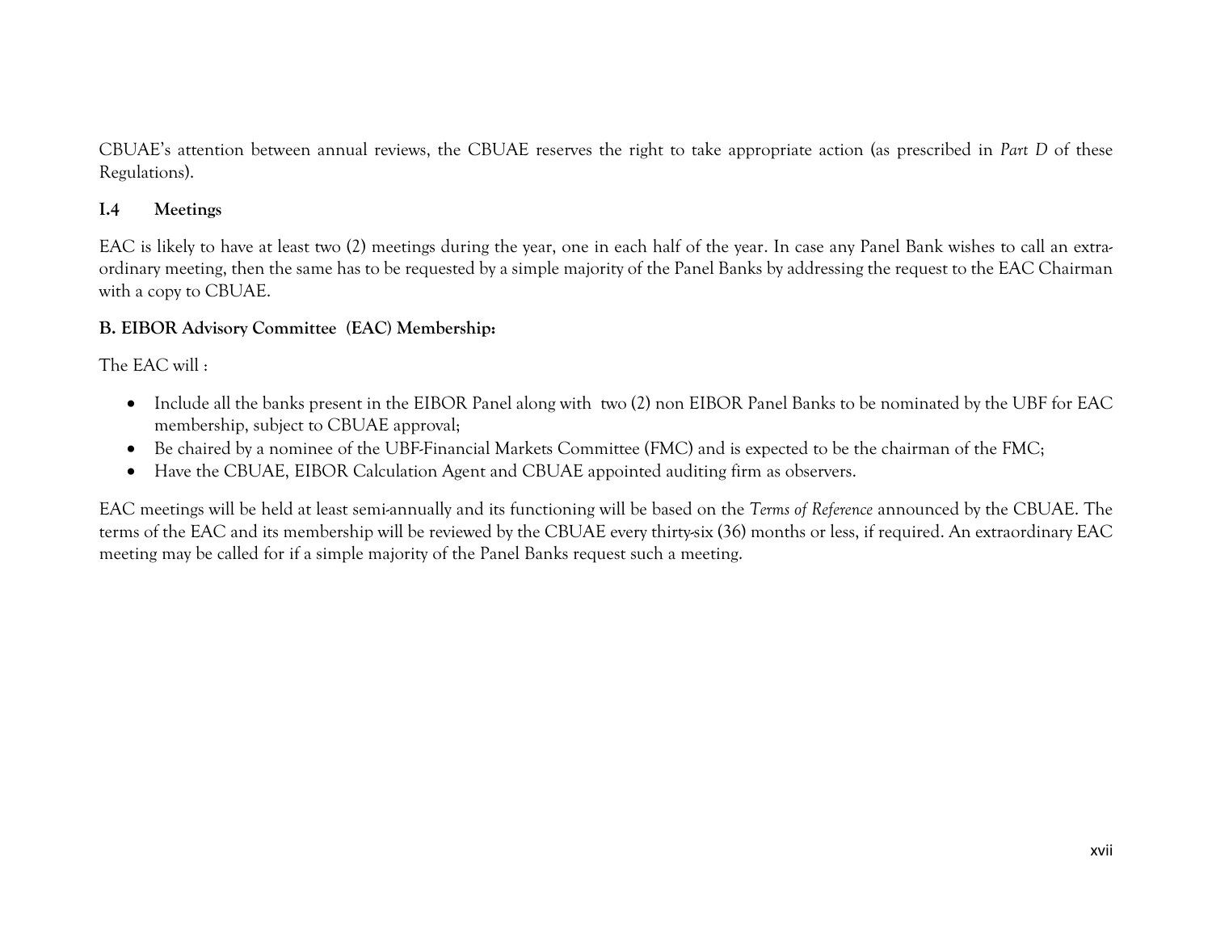CBUAE's attention between annual reviews, the CBUAE reserves the right to take appropriate action (as prescribed in *Part D* of these Regulations).

### I.4 Meetings

EAC is likely to have at least two (2) meetings during the year, one in each half of the year. In case any Panel Bank wishes to call an extra-ordinary meeting, then the same has to be requested by a simple majority of the Panel Banks by addressing the request to the EAC Chairman with a copy to CBUAE.

### B. EIBOR Advisory Committee (EAC) Membership:

The EAC will :

- Include all the banks present in the EIBOR Panel along with two (2) non EIBOR Panel Banks to be nominated by the UBF for EAC membership, subject to CBUAE approval;
- Be chaired by a nominee of the UBF-Financial Markets Committee (FMC) and is expected to be the chairman of the FMC;
- Have the CBUAE, EIBOR Calculation Agent and CBUAE appointed auditing firm as observers.

EAC meetings will be held at least semi-annually and its functioning will be based on the *Terms of Reference* announced by the CBUAE. The terms of the EAC and its membership will be reviewed by the CBUAE every thirty-six (36) months or less, if required. An extraordinary EAC meeting may be called for if a simple majority of the Panel Banks request such a meeting.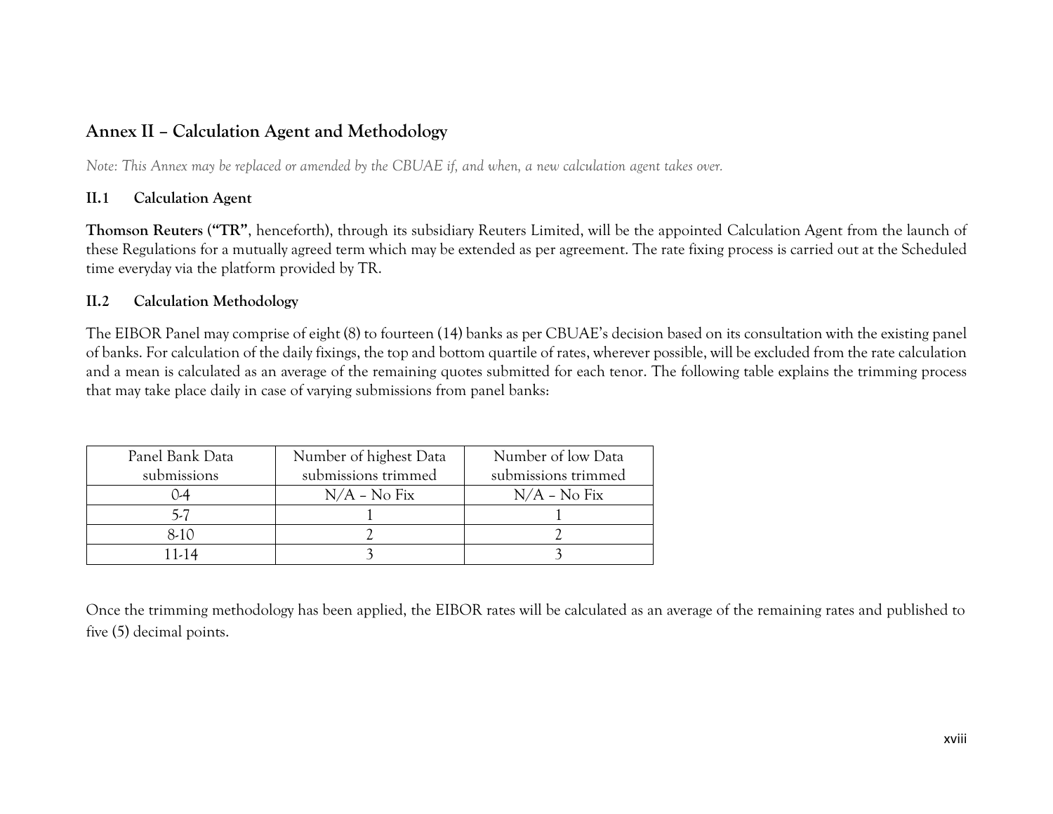## Annex II – Calculation Agent and Methodology

*Note: This Annex may be replaced or amended by the CBUAE if, and when, a new calculation agent takes over.*

### II.1 Calculation Agent

**Thomson Reuters** (**"TR"**, henceforth), through its subsidiary Reuters Limited, will be the appointed Calculation Agent from the launch of these Regulations for a mutually agreed term which may be extended as per agreement. The rate fixing process is carried out at the Scheduled time everyday via the platform provided by TR.

### II.2 Calculation Methodology

The EIBOR Panel may comprise of eight (8) to fourteen (14) banks as per CBUAE's decision based on its consultation with the existing panel of banks. For calculation of the daily fixings, the top and bottom quartile of rates, wherever possible, will be excluded from the rate calculation and a mean is calculated as an average of the remaining quotes submitted for each tenor. The following table explains the trimming process that may take place daily in case of varying submissions from panel banks:

| Panel Bank Data submissions | Number of highest Data submissions trimmed | Number of low Data submissions trimmed |
| --- | --- | --- |
| 0-4 | N/A – No Fix | N/A – No Fix |
| 5-7 | 1 | 1 |
| 8-10 | 2 | 2 |
| 11-14 | 3 | 3 |

Once the trimming methodology has been applied, the EIBOR rates will be calculated as an average of the remaining rates and published to five (5) decimal points.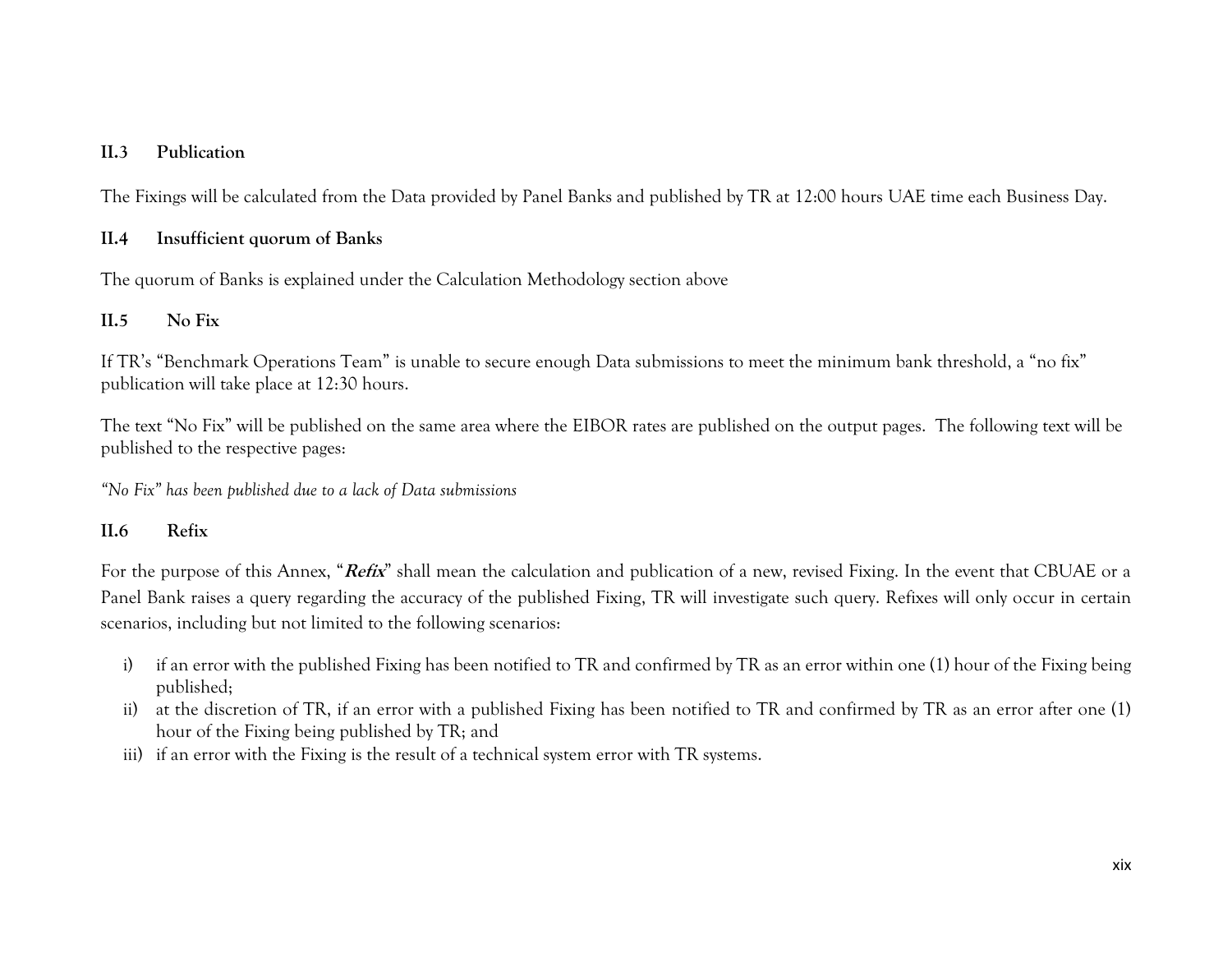### II.3 Publication

The Fixings will be calculated from the Data provided by Panel Banks and published by TR at 12:00 hours UAE time each Business Day.

### II.4 Insufficient quorum of Banks

The quorum of Banks is explained under the Calculation Methodology section above

### II.5 No Fix

If TR's "Benchmark Operations Team" is unable to secure enough Data submissions to meet the minimum bank threshold, a "no fix" publication will take place at 12:30 hours.

The text "No Fix" will be published on the same area where the EIBOR rates are published on the output pages. The following text will be published to the respective pages:

*"No Fix" has been published due to a lack of Data submissions*

### II.6 Refix

For the purpose of this Annex, "***Refix***" shall mean the calculation and publication of a new, revised Fixing. In the event that CBUAE or a Panel Bank raises a query regarding the accuracy of the published Fixing, TR will investigate such query. Refixes will only occur in certain scenarios, including but not limited to the following scenarios:

i) if an error with the published Fixing has been notified to TR and confirmed by TR as an error within one (1) hour of the Fixing being published;
ii) at the discretion of TR, if an error with a published Fixing has been notified to TR and confirmed by TR as an error after one (1) hour of the Fixing being published by TR; and
iii) if an error with the Fixing is the result of a technical system error with TR systems.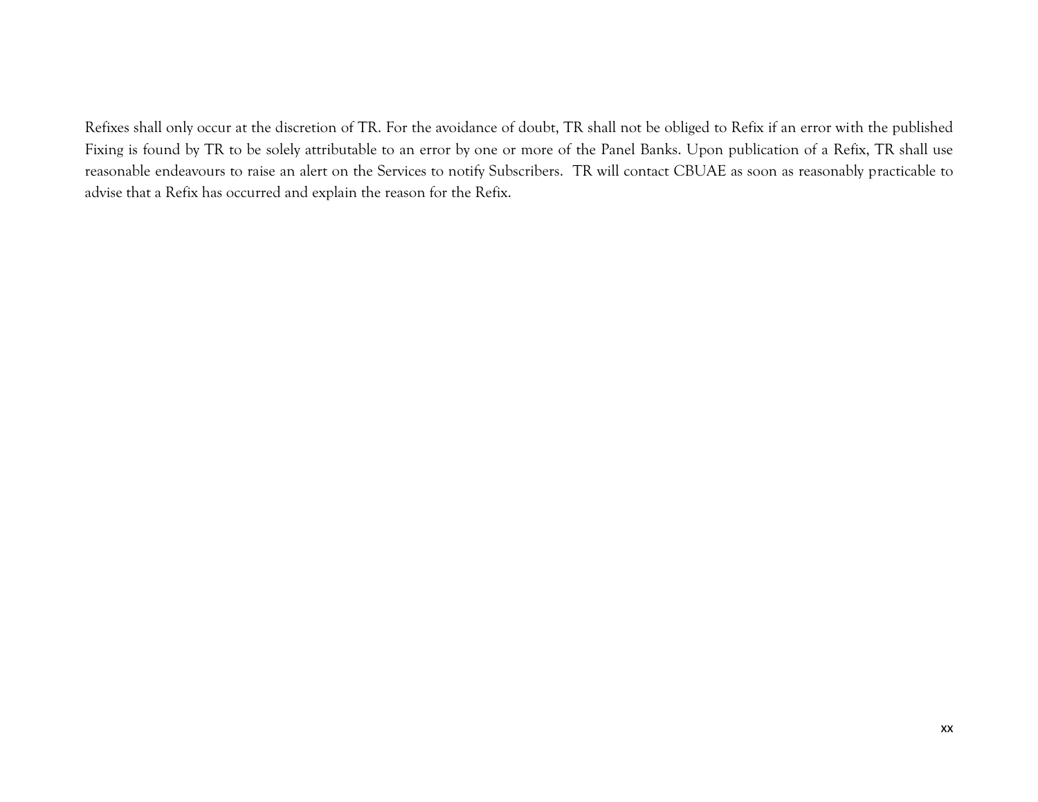Refixes shall only occur at the discretion of TR. For the avoidance of doubt, TR shall not be obliged to Refix if an error with the published Fixing is found by TR to be solely attributable to an error by one or more of the Panel Banks. Upon publication of a Refix, TR shall use reasonable endeavours to raise an alert on the Services to notify Subscribers. TR will contact CBUAE as soon as reasonably practicable to advise that a Refix has occurred and explain the reason for the Refix.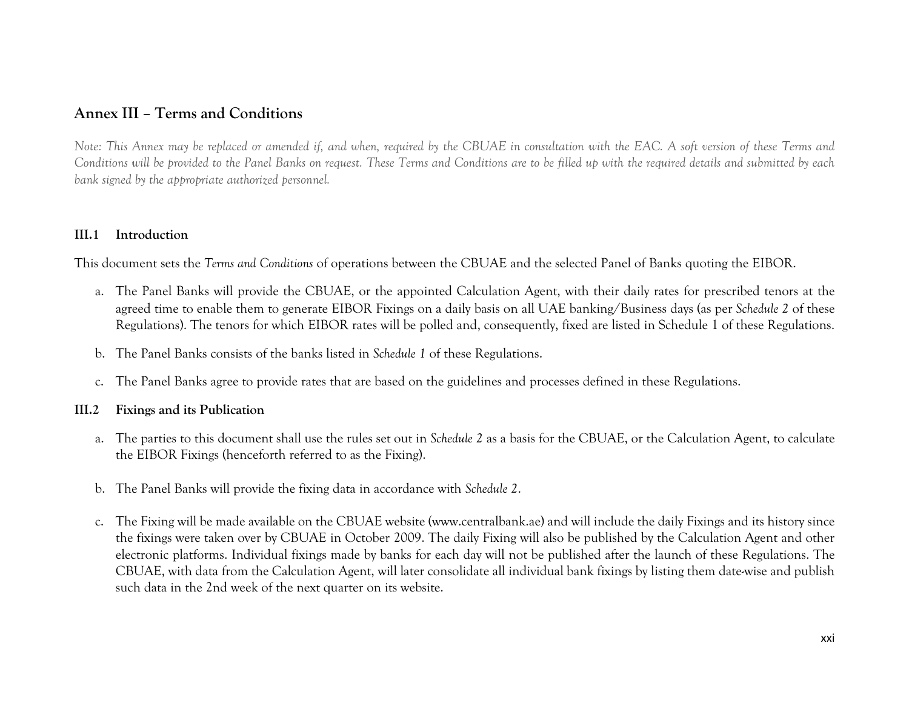## Annex III – Terms and Conditions

*Note: This Annex may be replaced or amended if, and when, required by the CBUAE in consultation with the EAC. A soft version of these Terms and Conditions will be provided to the Panel Banks on request. These Terms and Conditions are to be filled up with the required details and submitted by each bank signed by the appropriate authorized personnel.*

### III.1 Introduction

This document sets the *Terms and Conditions* of operations between the CBUAE and the selected Panel of Banks quoting the EIBOR.

a. The Panel Banks will provide the CBUAE, or the appointed Calculation Agent, with their daily rates for prescribed tenors at the agreed time to enable them to generate EIBOR Fixings on a daily basis on all UAE banking/Business days (as per *Schedule 2* of these Regulations). The tenors for which EIBOR rates will be polled and, consequently, fixed are listed in Schedule 1 of these Regulations.

b. The Panel Banks consists of the banks listed in *Schedule 1* of these Regulations.

c. The Panel Banks agree to provide rates that are based on the guidelines and processes defined in these Regulations.

### III.2 Fixings and its Publication

a. The parties to this document shall use the rules set out in *Schedule 2* as a basis for the CBUAE, or the Calculation Agent, to calculate the EIBOR Fixings (henceforth referred to as the Fixing).

b. The Panel Banks will provide the fixing data in accordance with *Schedule 2*.

c. The Fixing will be made available on the CBUAE website (www.centralbank.ae) and will include the daily Fixings and its history since the fixings were taken over by CBUAE in October 2009. The daily Fixing will also be published by the Calculation Agent and other electronic platforms. Individual fixings made by banks for each day will not be published after the launch of these Regulations. The CBUAE, with data from the Calculation Agent, will later consolidate all individual bank fixings by listing them date-wise and publish such data in the 2nd week of the next quarter on its website.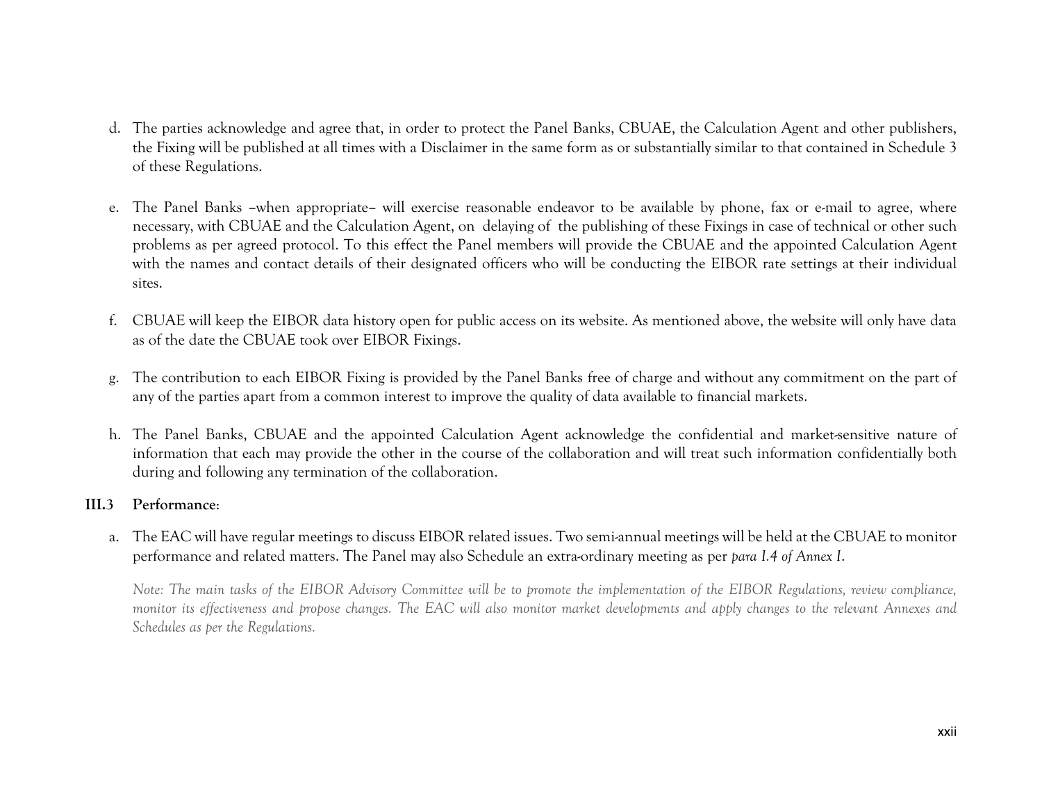d. The parties acknowledge and agree that, in order to protect the Panel Banks, CBUAE, the Calculation Agent and other publishers, the Fixing will be published at all times with a Disclaimer in the same form as or substantially similar to that contained in Schedule 3 of these Regulations.

e. The Panel Banks –when appropriate– will exercise reasonable endeavor to be available by phone, fax or e-mail to agree, where necessary, with CBUAE and the Calculation Agent, on delaying of the publishing of these Fixings in case of technical or other such problems as per agreed protocol. To this effect the Panel members will provide the CBUAE and the appointed Calculation Agent with the names and contact details of their designated officers who will be conducting the EIBOR rate settings at their individual sites.

f. CBUAE will keep the EIBOR data history open for public access on its website. As mentioned above, the website will only have data as of the date the CBUAE took over EIBOR Fixings.

g. The contribution to each EIBOR Fixing is provided by the Panel Banks free of charge and without any commitment on the part of any of the parties apart from a common interest to improve the quality of data available to financial markets.

h. The Panel Banks, CBUAE and the appointed Calculation Agent acknowledge the confidential and market-sensitive nature of information that each may provide the other in the course of the collaboration and will treat such information confidentially both during and following any termination of the collaboration.

**III.3 Performance**:

a. The EAC will have regular meetings to discuss EIBOR related issues. Two semi-annual meetings will be held at the CBUAE to monitor performance and related matters. The Panel may also Schedule an extra-ordinary meeting as per *para I.4 of Annex I*.

*Note: The main tasks of the EIBOR Advisory Committee will be to promote the implementation of the EIBOR Regulations, review compliance, monitor its effectiveness and propose changes. The EAC will also monitor market developments and apply changes to the relevant Annexes and Schedules as per the Regulations.*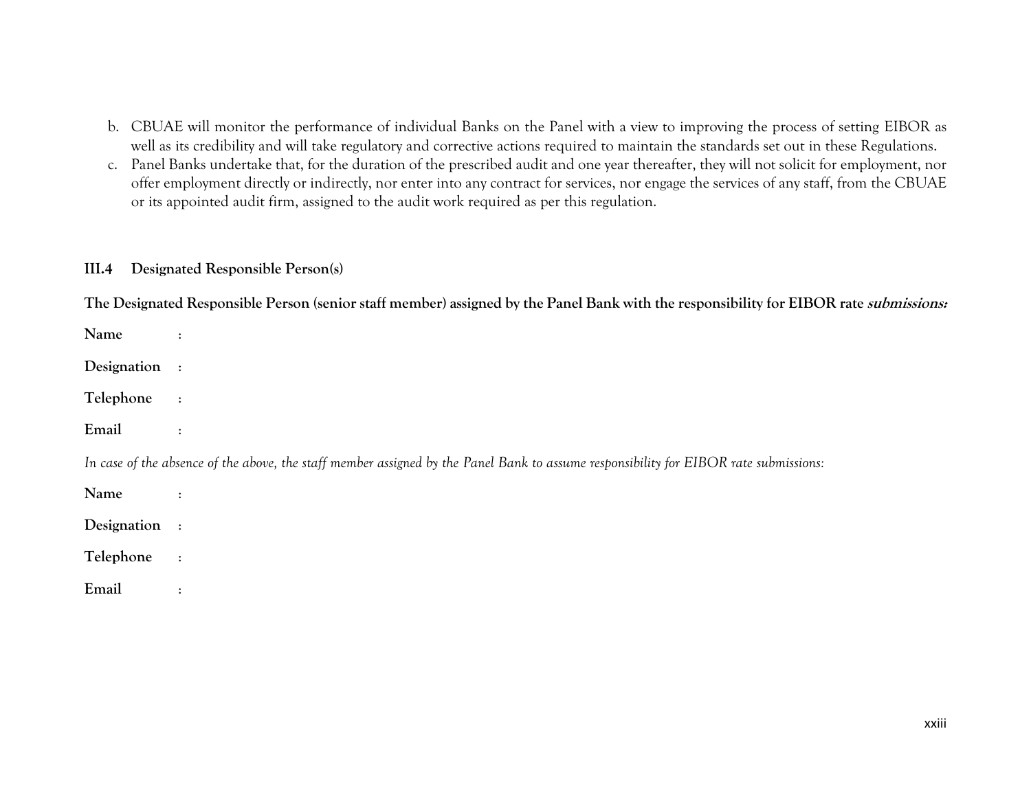b. CBUAE will monitor the performance of individual Banks on the Panel with a view to improving the process of setting EIBOR as well as its credibility and will take regulatory and corrective actions required to maintain the standards set out in these Regulations.
c. Panel Banks undertake that, for the duration of the prescribed audit and one year thereafter, they will not solicit for employment, nor offer employment directly or indirectly, nor enter into any contract for services, nor engage the services of any staff, from the CBUAE or its appointed audit firm, assigned to the audit work required as per this regulation.

### III.4 Designated Responsible Person(s)

**The Designated Responsible Person (senior staff member) assigned by the Panel Bank with the responsibility for EIBOR rate *submissions:***

**Name** :

**Designation** :

**Telephone** :

**Email** :

*In case of the absence of the above, the staff member assigned by the Panel Bank to assume responsibility for EIBOR rate submissions:*

**Name** :

**Designation** :

**Telephone** :

**Email** :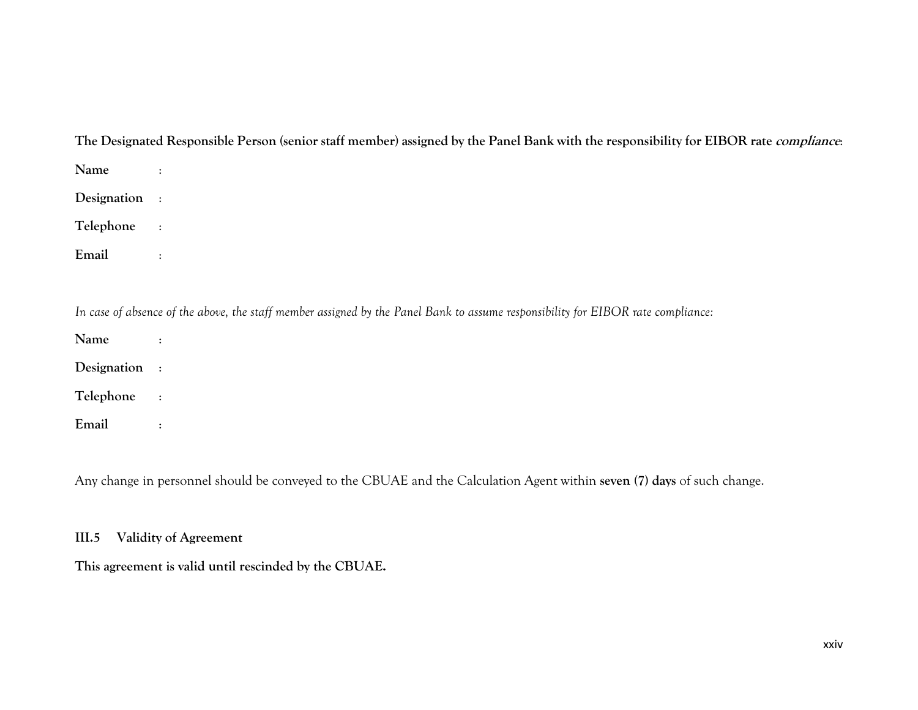**The Designated Responsible Person (senior staff member) assigned by the Panel Bank with the responsibility for EIBOR rate *compliance*:**

**Name** :

**Designation** :

**Telephone** :

**Email** :

*In case of absence of the above, the staff member assigned by the Panel Bank to assume responsibility for EIBOR rate compliance:*

**Name** :

**Designation** :

**Telephone** :

**Email** :

Any change in personnel should be conveyed to the CBUAE and the Calculation Agent within **seven (7) days** of such change.

### III.5 Validity of Agreement

**This agreement is valid until rescinded by the CBUAE.**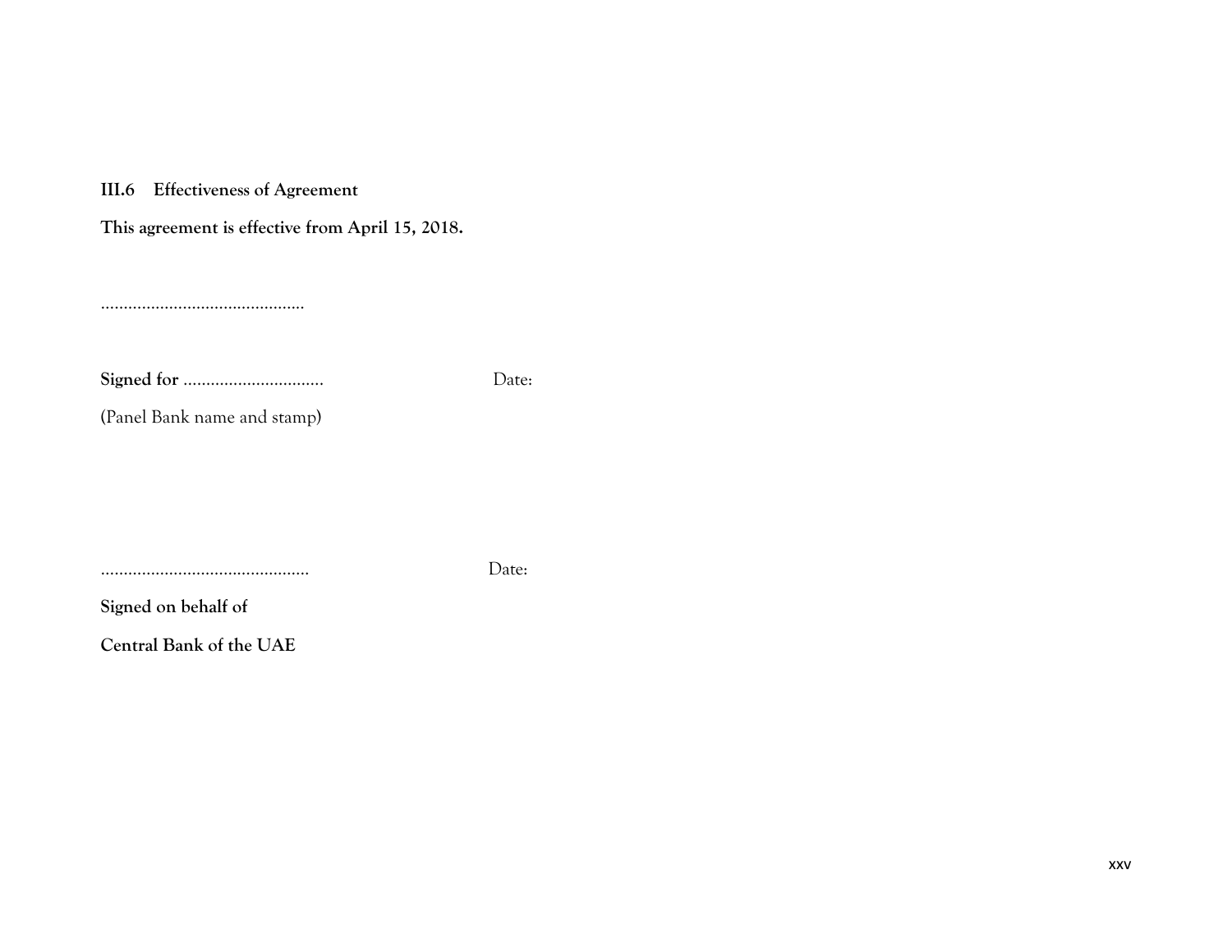### III.6 Effectiveness of Agreement

**This agreement is effective from April 15, 2018.**

.............................................

**Signed for** ............................... Date:

(Panel Bank name and stamp)

.............................................. Date:

**Signed on behalf of**

**Central Bank of the UAE**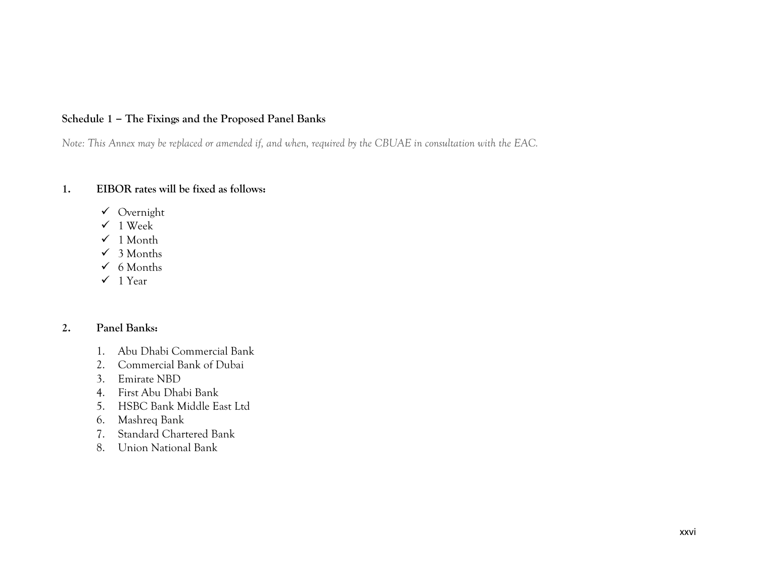**Schedule 1 – The Fixings and the Proposed Panel Banks**

*Note: This Annex may be replaced or amended if, and when, required by the CBUAE in consultation with the EAC.*

**1. EIBOR rates will be fixed as follows:**

- ✓ Overnight
- ✓ 1 Week
- ✓ 1 Month
- ✓ 3 Months
- ✓ 6 Months
- ✓ 1 Year

**2. Panel Banks:**

1. Abu Dhabi Commercial Bank
2. Commercial Bank of Dubai
3. Emirate NBD
4. First Abu Dhabi Bank
5. HSBC Bank Middle East Ltd
6. Mashreq Bank
7. Standard Chartered Bank
8. Union National Bank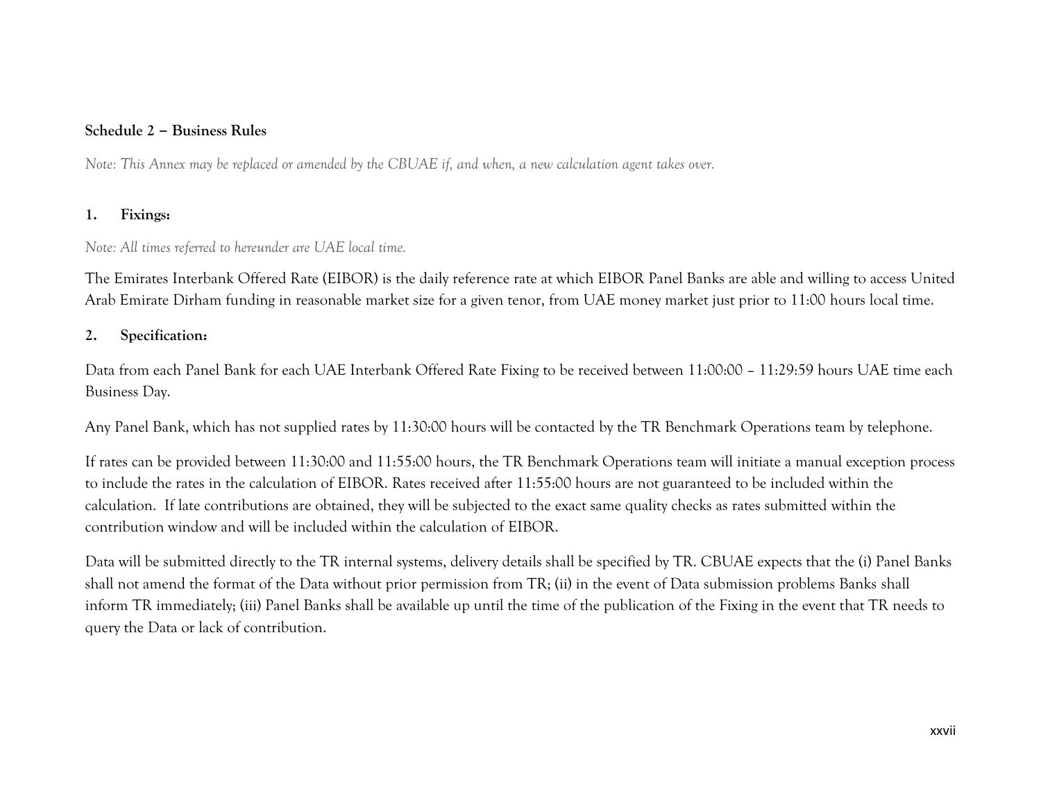**Schedule 2 – Business Rules**

*Note: This Annex may be replaced or amended by the CBUAE if, and when, a new calculation agent takes over.*

**1. Fixings:**

*Note: All times referred to hereunder are UAE local time.*

The Emirates Interbank Offered Rate (EIBOR) is the daily reference rate at which EIBOR Panel Banks are able and willing to access United Arab Emirate Dirham funding in reasonable market size for a given tenor, from UAE money market just prior to 11:00 hours local time.

**2. Specification:**

Data from each Panel Bank for each UAE Interbank Offered Rate Fixing to be received between 11:00:00 – 11:29:59 hours UAE time each Business Day.

Any Panel Bank, which has not supplied rates by 11:30:00 hours will be contacted by the TR Benchmark Operations team by telephone.

If rates can be provided between 11:30:00 and 11:55:00 hours, the TR Benchmark Operations team will initiate a manual exception process to include the rates in the calculation of EIBOR. Rates received after 11:55:00 hours are not guaranteed to be included within the calculation. If late contributions are obtained, they will be subjected to the exact same quality checks as rates submitted within the contribution window and will be included within the calculation of EIBOR.

Data will be submitted directly to the TR internal systems, delivery details shall be specified by TR. CBUAE expects that the (i) Panel Banks shall not amend the format of the Data without prior permission from TR; (ii) in the event of Data submission problems Banks shall inform TR immediately; (iii) Panel Banks shall be available up until the time of the publication of the Fixing in the event that TR needs to query the Data or lack of contribution.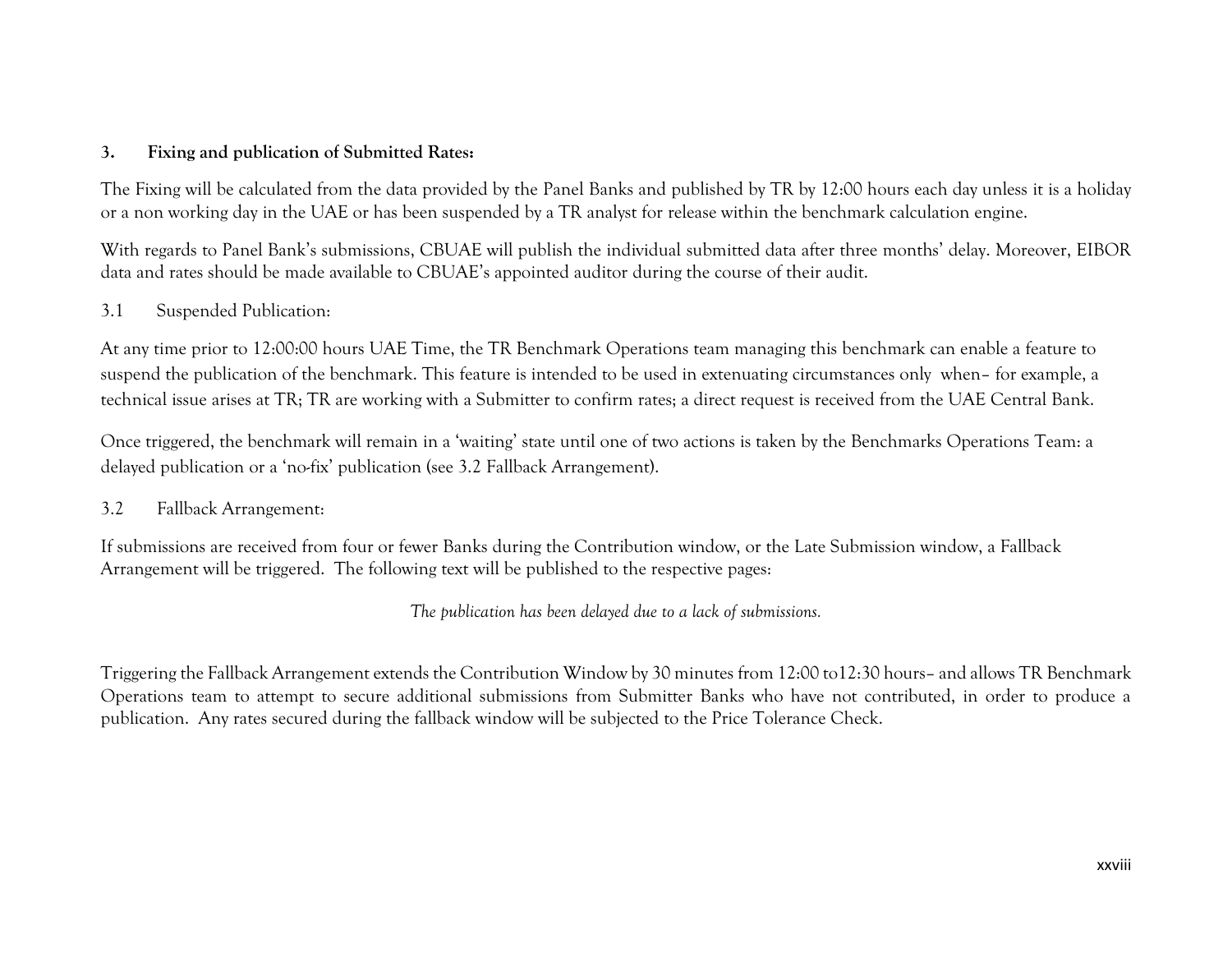### 3. Fixing and publication of Submitted Rates:

The Fixing will be calculated from the data provided by the Panel Banks and published by TR by 12:00 hours each day unless it is a holiday or a non working day in the UAE or has been suspended by a TR analyst for release within the benchmark calculation engine.

With regards to Panel Bank's submissions, CBUAE will publish the individual submitted data after three months' delay. Moreover, EIBOR data and rates should be made available to CBUAE's appointed auditor during the course of their audit.

#### 3.1 Suspended Publication:

At any time prior to 12:00:00 hours UAE Time, the TR Benchmark Operations team managing this benchmark can enable a feature to suspend the publication of the benchmark. This feature is intended to be used in extenuating circumstances only when– for example, a technical issue arises at TR; TR are working with a Submitter to confirm rates; a direct request is received from the UAE Central Bank.

Once triggered, the benchmark will remain in a 'waiting' state until one of two actions is taken by the Benchmarks Operations Team: a delayed publication or a 'no-fix' publication (see 3.2 Fallback Arrangement).

#### 3.2 Fallback Arrangement:

If submissions are received from four or fewer Banks during the Contribution window, or the Late Submission window, a Fallback Arrangement will be triggered. The following text will be published to the respective pages:

*The publication has been delayed due to a lack of submissions.*

Triggering the Fallback Arrangement extends the Contribution Window by 30 minutes from 12:00 to12:30 hours– and allows TR Benchmark Operations team to attempt to secure additional submissions from Submitter Banks who have not contributed, in order to produce a publication. Any rates secured during the fallback window will be subjected to the Price Tolerance Check.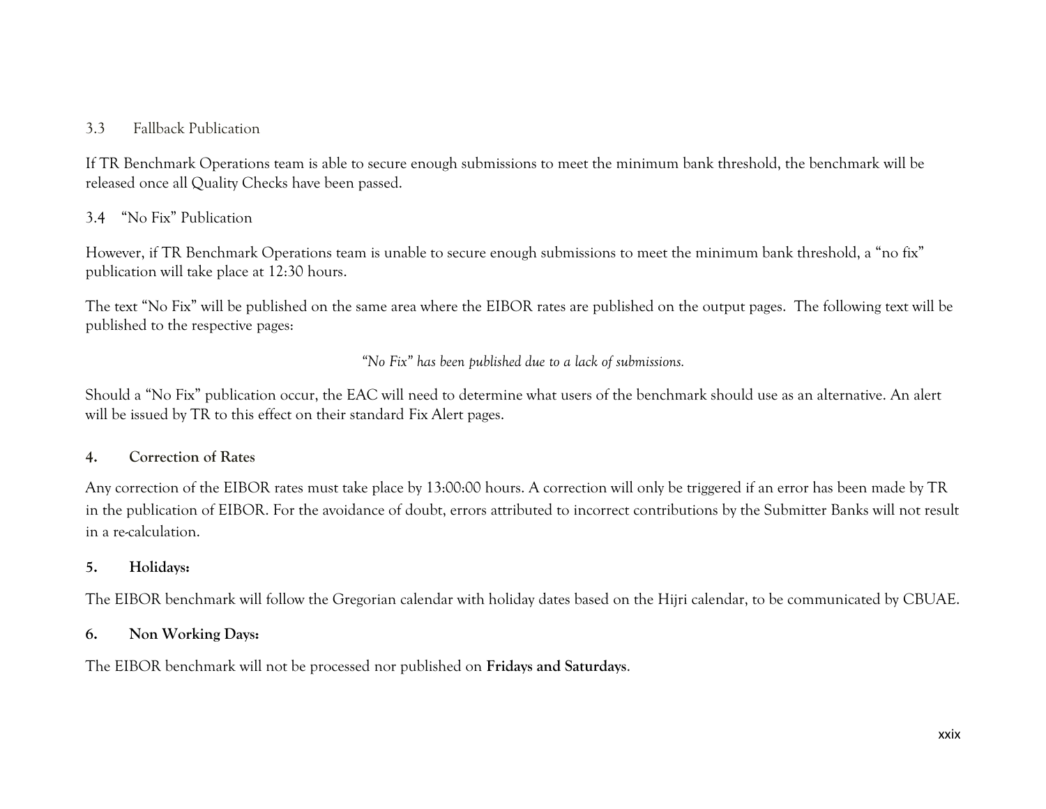### 3.3 Fallback Publication

If TR Benchmark Operations team is able to secure enough submissions to meet the minimum bank threshold, the benchmark will be released once all Quality Checks have been passed.

### 3.4 "No Fix" Publication

However, if TR Benchmark Operations team is unable to secure enough submissions to meet the minimum bank threshold, a "no fix" publication will take place at 12:30 hours.

The text "No Fix" will be published on the same area where the EIBOR rates are published on the output pages. The following text will be published to the respective pages:

*"No Fix" has been published due to a lack of submissions.*

Should a "No Fix" publication occur, the EAC will need to determine what users of the benchmark should use as an alternative. An alert will be issued by TR to this effect on their standard Fix Alert pages.

## 4. Correction of Rates

Any correction of the EIBOR rates must take place by 13:00:00 hours. A correction will only be triggered if an error has been made by TR in the publication of EIBOR. For the avoidance of doubt, errors attributed to incorrect contributions by the Submitter Banks will not result in a re-calculation.

## 5. Holidays:

The EIBOR benchmark will follow the Gregorian calendar with holiday dates based on the Hijri calendar, to be communicated by CBUAE.

## 6. Non Working Days:

The EIBOR benchmark will not be processed nor published on **Fridays and Saturdays**.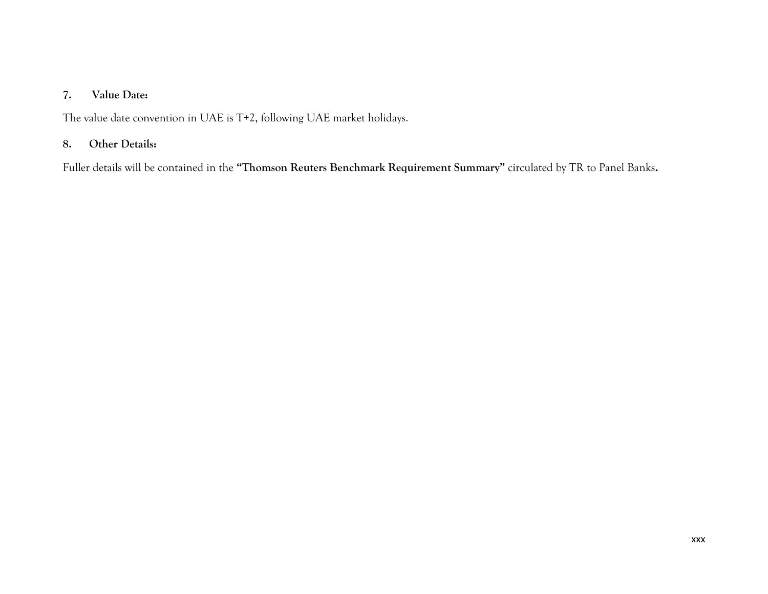**7. Value Date:**

The value date convention in UAE is T+2, following UAE market holidays.

**8. Other Details:**

Fuller details will be contained in the **"Thomson Reuters Benchmark Requirement Summary"** circulated by TR to Panel Banks**.**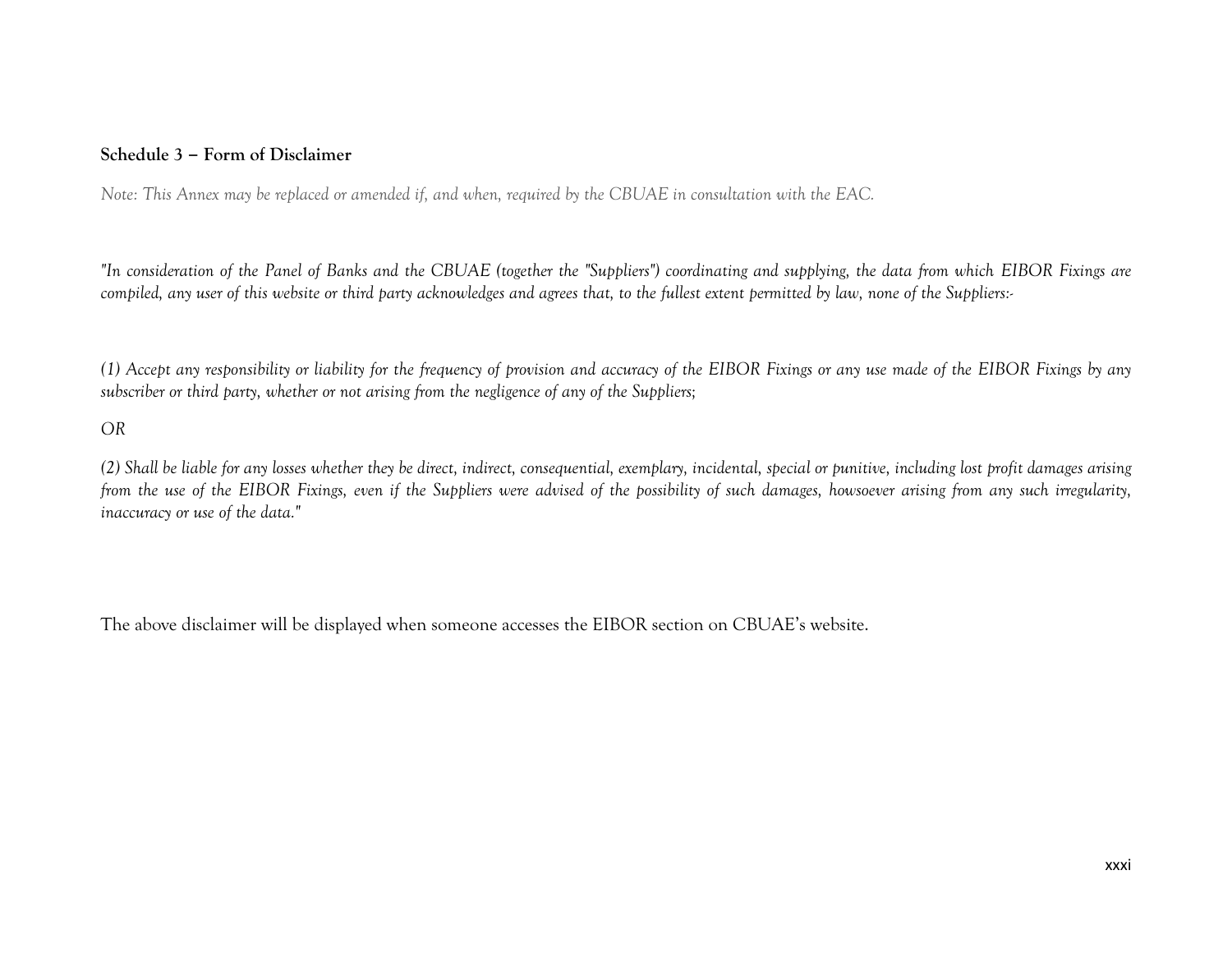**Schedule 3 – Form of Disclaimer**

*Note: This Annex may be replaced or amended if, and when, required by the CBUAE in consultation with the EAC.*

*"In consideration of the Panel of Banks and the CBUAE (together the "Suppliers") coordinating and supplying, the data from which EIBOR Fixings are compiled, any user of this website or third party acknowledges and agrees that, to the fullest extent permitted by law, none of the Suppliers:-*

*(1) Accept any responsibility or liability for the frequency of provision and accuracy of the EIBOR Fixings or any use made of the EIBOR Fixings by any subscriber or third party, whether or not arising from the negligence of any of the Suppliers;*

*OR*

*(2) Shall be liable for any losses whether they be direct, indirect, consequential, exemplary, incidental, special or punitive, including lost profit damages arising from the use of the EIBOR Fixings, even if the Suppliers were advised of the possibility of such damages, howsoever arising from any such irregularity, inaccuracy or use of the data."*

The above disclaimer will be displayed when someone accesses the EIBOR section on CBUAE's website.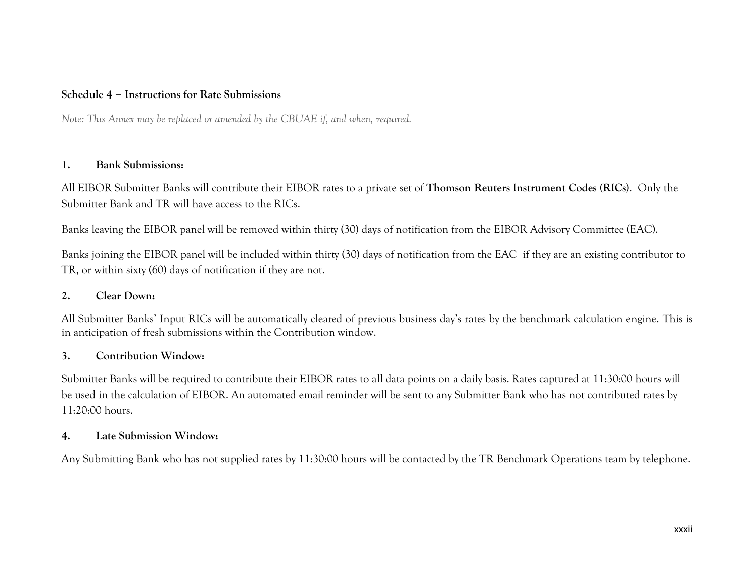## Schedule 4 – Instructions for Rate Submissions

*Note: This Annex may be replaced or amended by the CBUAE if, and when, required.*

### 1. Bank Submissions:

All EIBOR Submitter Banks will contribute their EIBOR rates to a private set of **Thomson Reuters Instrument Codes (RICs)**. Only the Submitter Bank and TR will have access to the RICs.

Banks leaving the EIBOR panel will be removed within thirty (30) days of notification from the EIBOR Advisory Committee (EAC).

Banks joining the EIBOR panel will be included within thirty (30) days of notification from the EAC if they are an existing contributor to TR, or within sixty (60) days of notification if they are not.

### 2. Clear Down:

All Submitter Banks' Input RICs will be automatically cleared of previous business day's rates by the benchmark calculation engine. This is in anticipation of fresh submissions within the Contribution window.

### 3. Contribution Window:

Submitter Banks will be required to contribute their EIBOR rates to all data points on a daily basis. Rates captured at 11:30:00 hours will be used in the calculation of EIBOR. An automated email reminder will be sent to any Submitter Bank who has not contributed rates by 11:20:00 hours.

### 4. Late Submission Window:

Any Submitting Bank who has not supplied rates by 11:30:00 hours will be contacted by the TR Benchmark Operations team by telephone.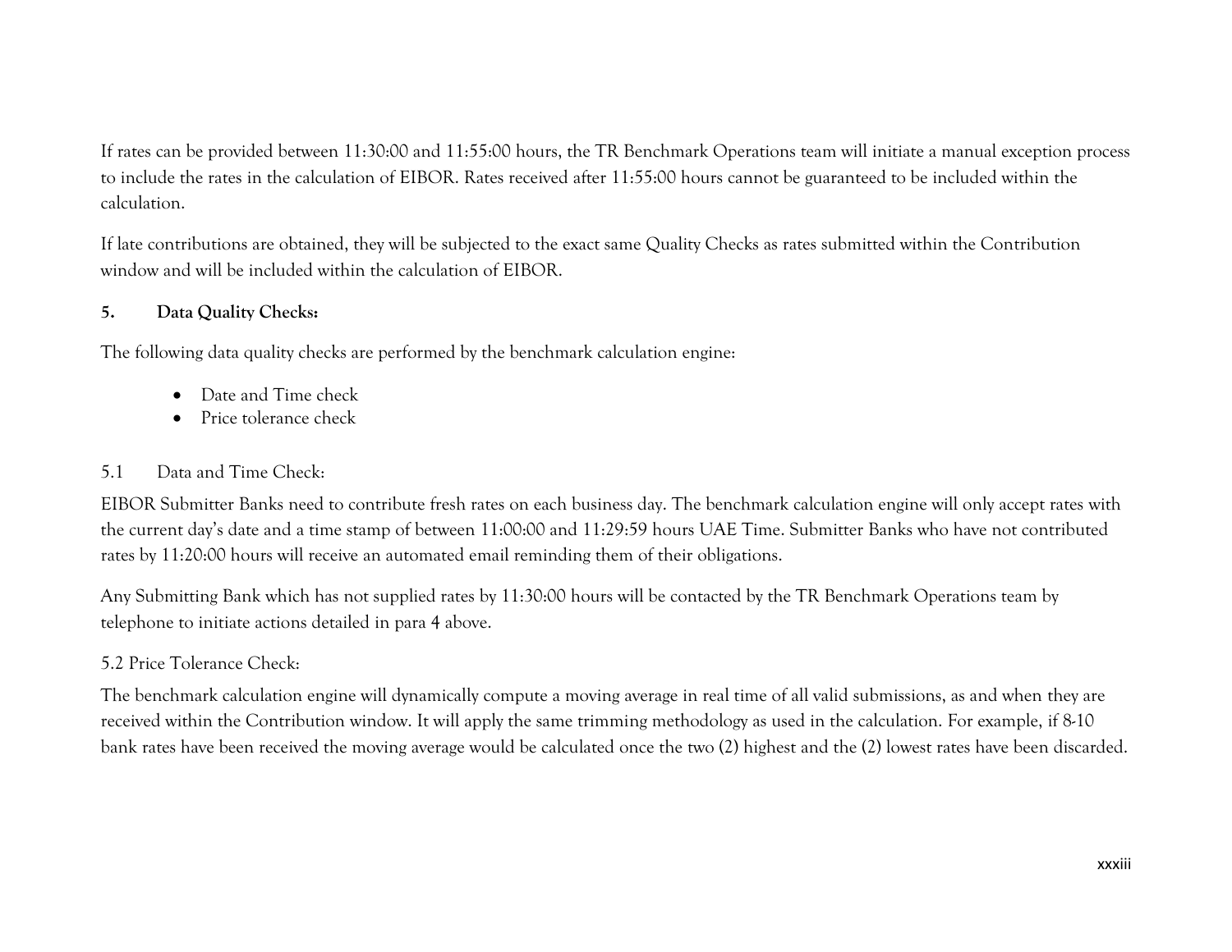If rates can be provided between 11:30:00 and 11:55:00 hours, the TR Benchmark Operations team will initiate a manual exception process to include the rates in the calculation of EIBOR. Rates received after 11:55:00 hours cannot be guaranteed to be included within the calculation.

If late contributions are obtained, they will be subjected to the exact same Quality Checks as rates submitted within the Contribution window and will be included within the calculation of EIBOR.

**5. Data Quality Checks:**

The following data quality checks are performed by the benchmark calculation engine:

- Date and Time check
- Price tolerance check

5.1 Data and Time Check:

EIBOR Submitter Banks need to contribute fresh rates on each business day. The benchmark calculation engine will only accept rates with the current day's date and a time stamp of between 11:00:00 and 11:29:59 hours UAE Time. Submitter Banks who have not contributed rates by 11:20:00 hours will receive an automated email reminding them of their obligations.

Any Submitting Bank which has not supplied rates by 11:30:00 hours will be contacted by the TR Benchmark Operations team by telephone to initiate actions detailed in para 4 above.

5.2 Price Tolerance Check:

The benchmark calculation engine will dynamically compute a moving average in real time of all valid submissions, as and when they are received within the Contribution window. It will apply the same trimming methodology as used in the calculation. For example, if 8-10 bank rates have been received the moving average would be calculated once the two (2) highest and the (2) lowest rates have been discarded.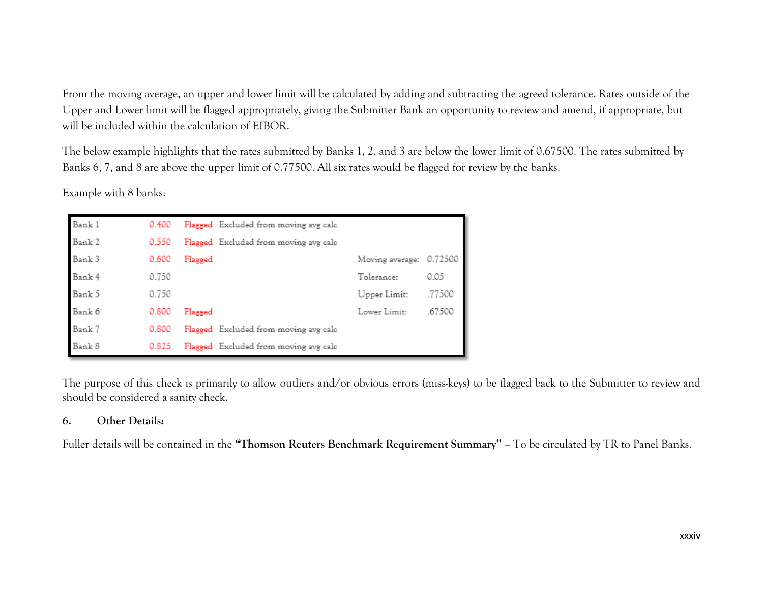From the moving average, an upper and lower limit will be calculated by adding and subtracting the agreed tolerance. Rates outside of the Upper and Lower limit will be flagged appropriately, giving the Submitter Bank an opportunity to review and amend, if appropriate, but will be included within the calculation of EIBOR.

The below example highlights that the rates submitted by Banks 1, 2, and 3 are below the lower limit of 0.67500. The rates submitted by Banks 6, 7, and 8 are above the upper limit of 0.77500. All six rates would be flagged for review by the banks.

Example with 8 banks:

| | | | | | |
|---|---|---|---|---|---|
| Bank 1 | 0.400 | Flagged | Excluded from moving avg calc | | |
| Bank 2 | 0.550 | Flagged | Excluded from moving avg calc | | |
| Bank 3 | 0.600 | Flagged | | Moving average: | 0.72500 |
| Bank 4 | 0.750 | | | Tolerance: | 0.05 |
| Bank 5 | 0.750 | | | Upper Limit: | .77500 |
| Bank 6 | 0.800 | Flagged | | Lower Limit: | .67500 |
| Bank 7 | 0.800 | Flagged | Excluded from moving avg calc | | |
| Bank 8 | 0.825 | Flagged | Excluded from moving avg calc | | |

The purpose of this check is primarily to allow outliers and/or obvious errors (miss-keys) to be flagged back to the Submitter to review and should be considered a sanity check.

**6. Other Details:**

Fuller details will be contained in the **"Thomson Reuters Benchmark Requirement Summary"** – To be circulated by TR to Panel Banks.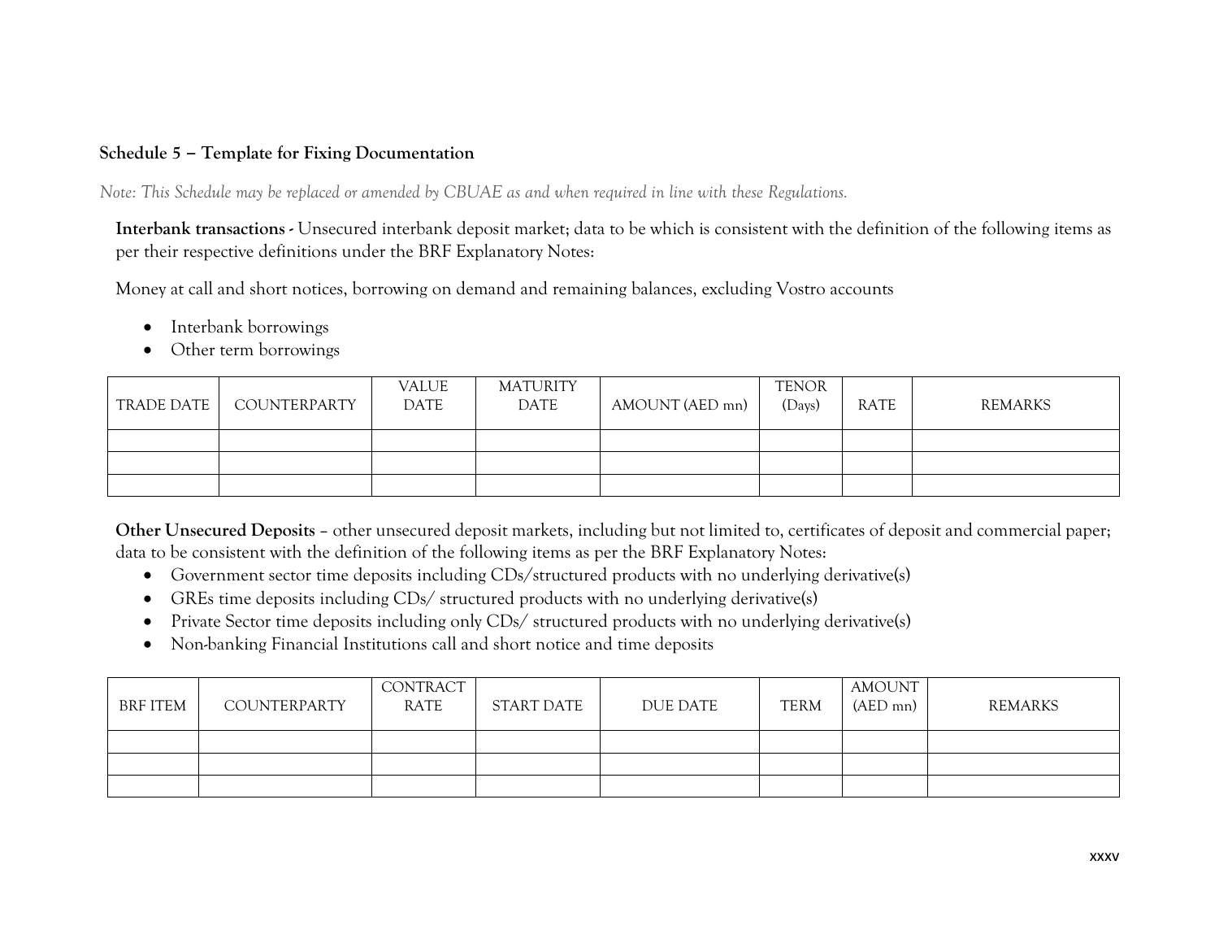**Schedule 5 – Template for Fixing Documentation**

*Note: This Schedule may be replaced or amended by CBUAE as and when required in line with these Regulations.*

**Interbank transactions -** Unsecured interbank deposit market; data to be which is consistent with the definition of the following items as per their respective definitions under the BRF Explanatory Notes:

Money at call and short notices, borrowing on demand and remaining balances, excluding Vostro accounts

- Interbank borrowings
- Other term borrowings

| TRADE DATE | COUNTERPARTY | VALUE DATE | MATURITY DATE | AMOUNT (AED mn) | TENOR (Days) | RATE | REMARKS |
|---|---|---|---|---|---|---|---|
| | | | | | | | |
| | | | | | | | |
| | | | | | | | |

**Other Unsecured Deposits** – other unsecured deposit markets, including but not limited to, certificates of deposit and commercial paper; data to be consistent with the definition of the following items as per the BRF Explanatory Notes:

- Government sector time deposits including CDs/structured products with no underlying derivative(s)
- GREs time deposits including CDs/ structured products with no underlying derivative(s)
- Private Sector time deposits including only CDs/ structured products with no underlying derivative(s)
- Non-banking Financial Institutions call and short notice and time deposits

| BRF ITEM | COUNTERPARTY | CONTRACT RATE | START DATE | DUE DATE | TERM | AMOUNT (AED mn) | REMARKS |
|---|---|---|---|---|---|---|---|
| | | | | | | | |
| | | | | | | | |
| | | | | | | | |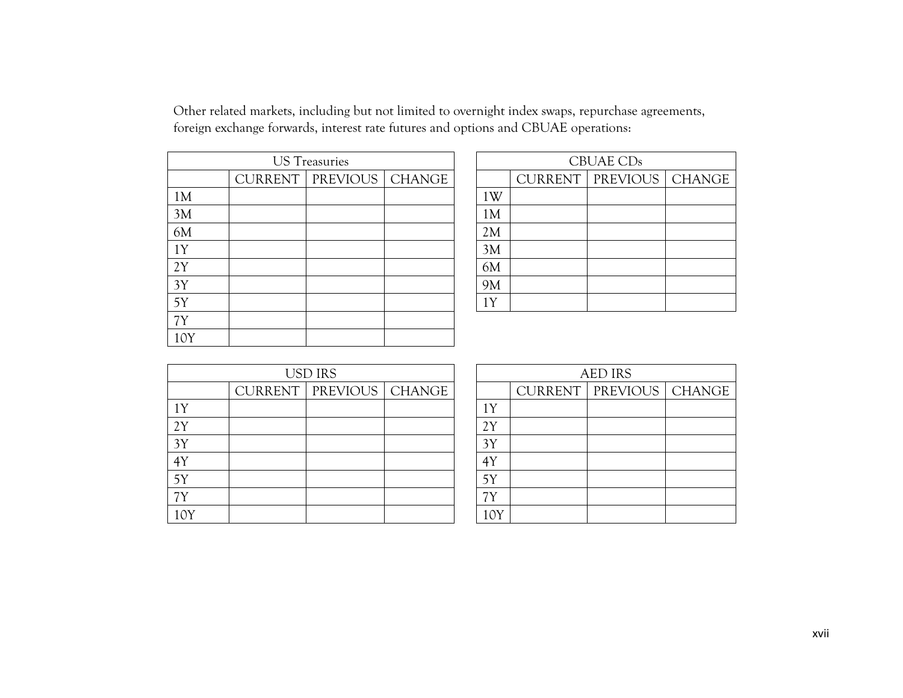Other related markets, including but not limited to overnight index swaps, repurchase agreements, foreign exchange forwards, interest rate futures and options and CBUAE operations:

| US Treasuries | | | |
|---|---|---|---|
| | CURRENT | PREVIOUS | CHANGE |
| 1M | | | |
| 3M | | | |
| 6M | | | |
| 1Y | | | |
| 2Y | | | |
| 3Y | | | |
| 5Y | | | |
| 7Y | | | |
| 10Y | | | |

| CBUAE CDs | | | |
|---|---|---|---|
| | CURRENT | PREVIOUS | CHANGE |
| 1W | | | |
| 1M | | | |
| 2M | | | |
| 3M | | | |
| 6M | | | |
| 9M | | | |
| 1Y | | | |

| USD IRS | | | |
|---|---|---|---|
| | CURRENT | PREVIOUS | CHANGE |
| 1Y | | | |
| 2Y | | | |
| 3Y | | | |
| 4Y | | | |
| 5Y | | | |
| 7Y | | | |
| 10Y | | | |

| AED IRS | | | |
|---|---|---|---|
| | CURRENT | PREVIOUS | CHANGE |
| 1Y | | | |
| 2Y | | | |
| 3Y | | | |
| 4Y | | | |
| 5Y | | | |
| 7Y | | | |
| 10Y | | | |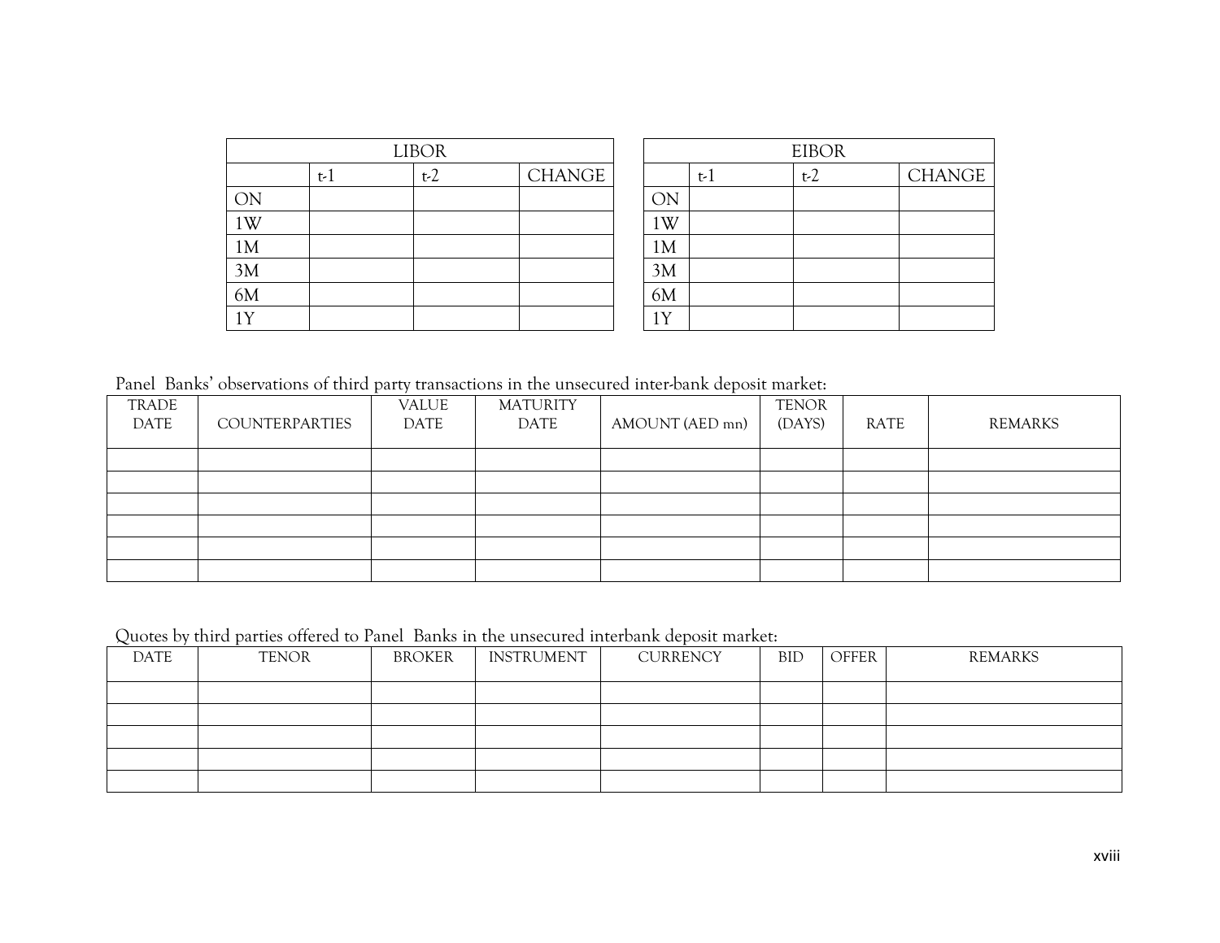| LIBOR | | | |
|---|---|---|---|
| | t-1 | t-2 | CHANGE |
| ON | | | |
| 1W | | | |
| 1M | | | |
| 3M | | | |
| 6M | | | |
| 1Y | | | |

| EIBOR | | | |
|---|---|---|---|
| | t-1 | t-2 | CHANGE |
| ON | | | |
| 1W | | | |
| 1M | | | |
| 3M | | | |
| 6M | | | |
| 1Y | | | |

Panel Banks' observations of third party transactions in the unsecured inter-bank deposit market:

| TRADE DATE | COUNTERPARTIES | VALUE DATE | MATURITY DATE | AMOUNT (AED mn) | TENOR (DAYS) | RATE | REMARKS |
|---|---|---|---|---|---|---|---|
| | | | | | | | |
| | | | | | | | |
| | | | | | | | |
| | | | | | | | |
| | | | | | | | |
| | | | | | | | |

Quotes by third parties offered to Panel Banks in the unsecured interbank deposit market:

| DATE | TENOR | BROKER | INSTRUMENT | CURRENCY | BID | OFFER | REMARKS |
|---|---|---|---|---|---|---|---|
| | | | | | | | |
| | | | | | | | |
| | | | | | | | |
| | | | | | | | |
| | | | | | | | |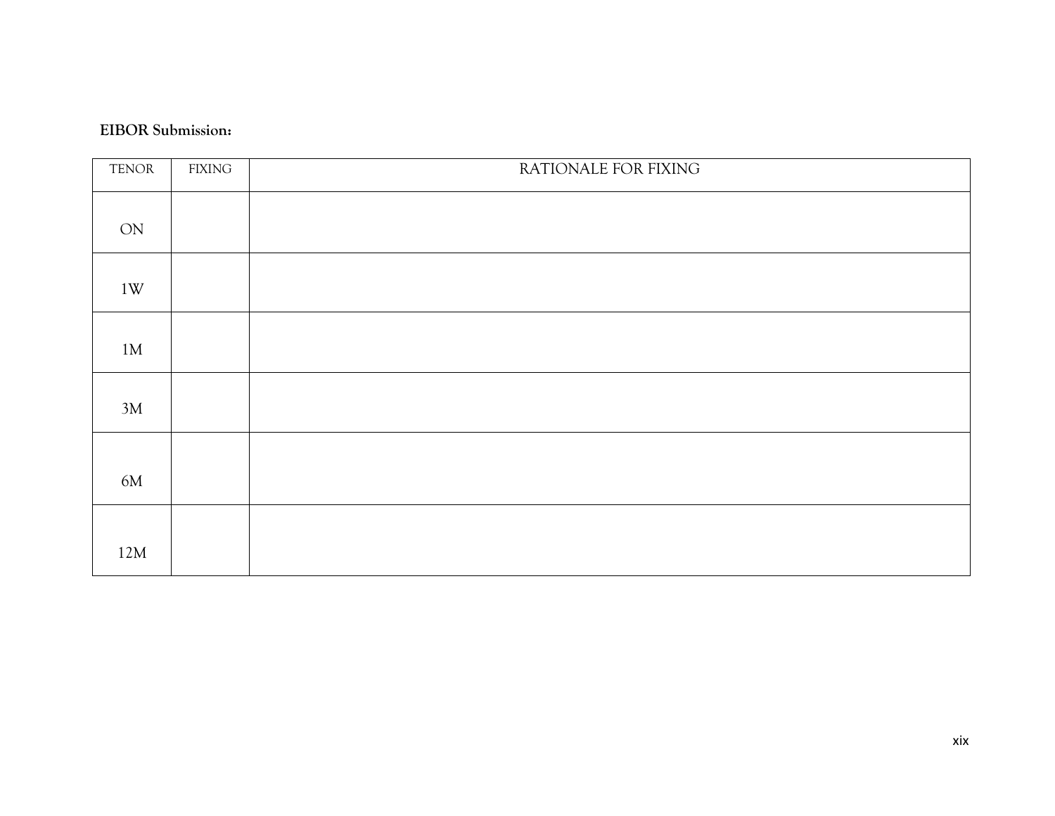**EIBOR Submission:**

| TENOR | FIXING | RATIONALE FOR FIXING |
|---|---|---|
| ON | | |
| 1W | | |
| 1M | | |
| 3M | | |
| 6M | | |
| 12M | | |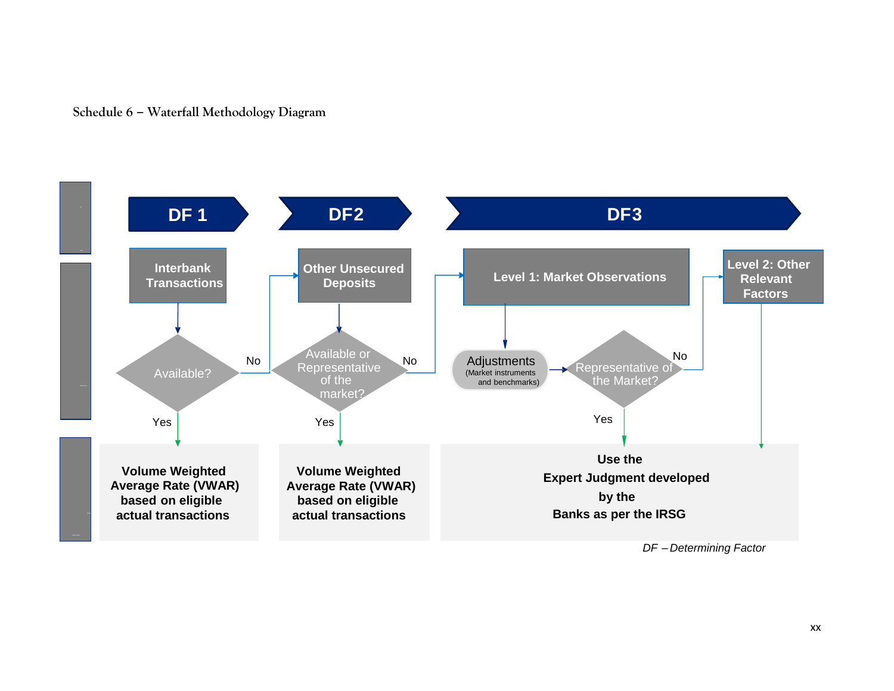Schedule 6 – Waterfall Methodology Diagram

**DF 1**

**Interbank Transactions**

Available?

No

Yes

**Volume Weighted Average Rate (VWAR) based on eligible actual transactions**

**DF2**

**Other Unsecured Deposits**

Available or Representative of the market?

No

Yes

**Volume Weighted Average Rate (VWAR) based on eligible actual transactions**

**DF3**

**Level 1: Market Observations**

Adjustments (Market instruments and benchmarks)

Representative of the Market?

No

Yes

**Level 2: Other Relevant Factors**

**Use the Expert Judgment developed by the Banks as per the IRSG**

*DF – Determining Factor*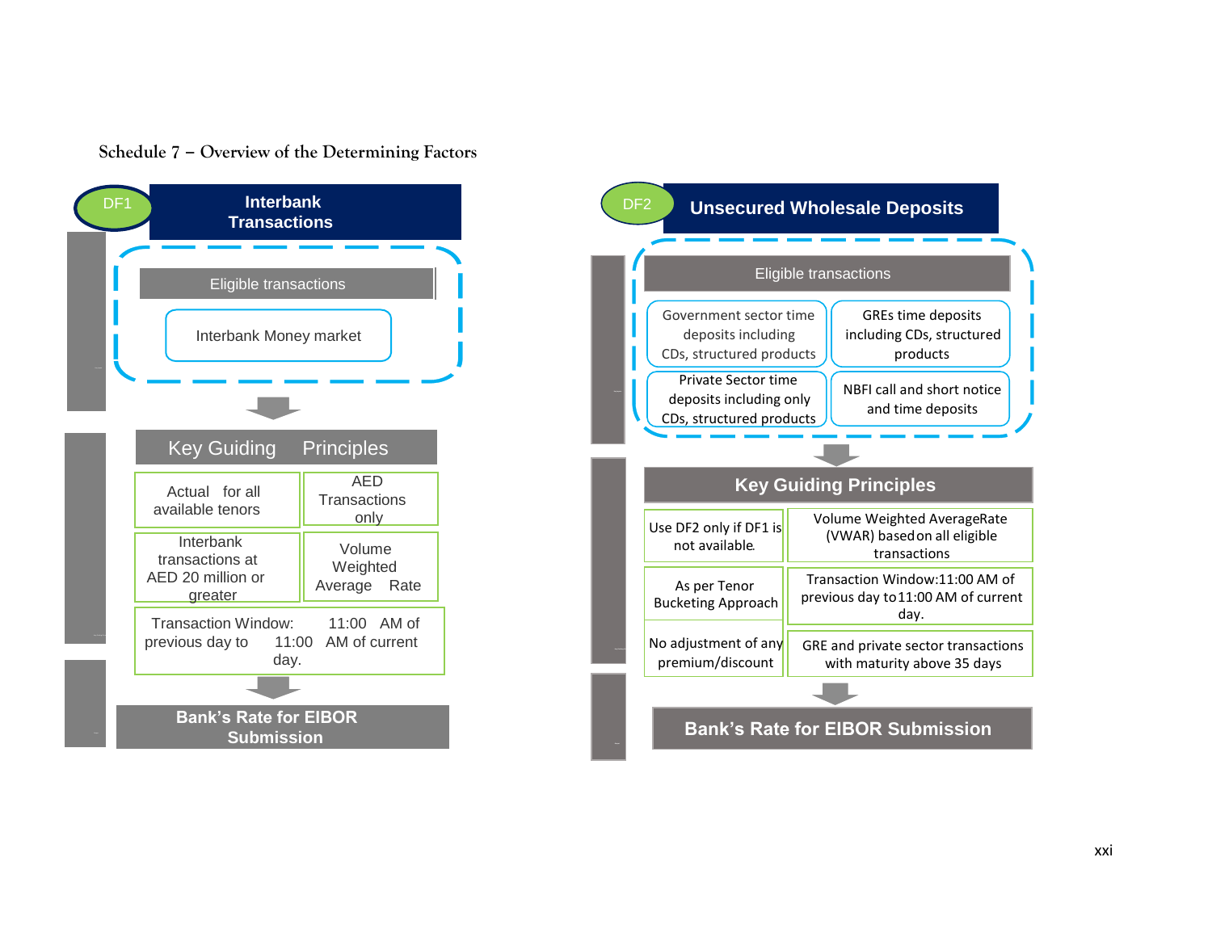# Schedule 7 – Overview of the Determining Factors

## DF1 – Interbank Transactions

**Eligible transactions**

- Interbank Money market

**Key Guiding Principles**

| | |
|---|---|
| Actual for all available tenors | AED Transactions only |
| Interbank transactions at AED 20 million or greater | Volume Weighted Average Rate |
| Transaction Window: 11:00 AM of previous day to 11:00 AM of current day. | |

**Bank's Rate for EIBOR Submission**

## DF2 – Unsecured Wholesale Deposits

**Eligible transactions**

| | |
|---|---|
| Government sector time deposits including CDs, structured products | GREs time deposits including CDs, structured products |
| Private Sector time deposits including only CDs, structured products | NBFI call and short notice and time deposits |

**Key Guiding Principles**

| | |
|---|---|
| Use DF2 only if DF1 is not available. | Volume Weighted AverageRate (VWAR) based on all eligible transactions |
| As per Tenor Bucketing Approach | Transaction Window:11:00 AM of previous day to 11:00 AM of current day. |
| No adjustment of any premium/discount | GRE and private sector transactions with maturity above 35 days |

**Bank's Rate for EIBOR Submission**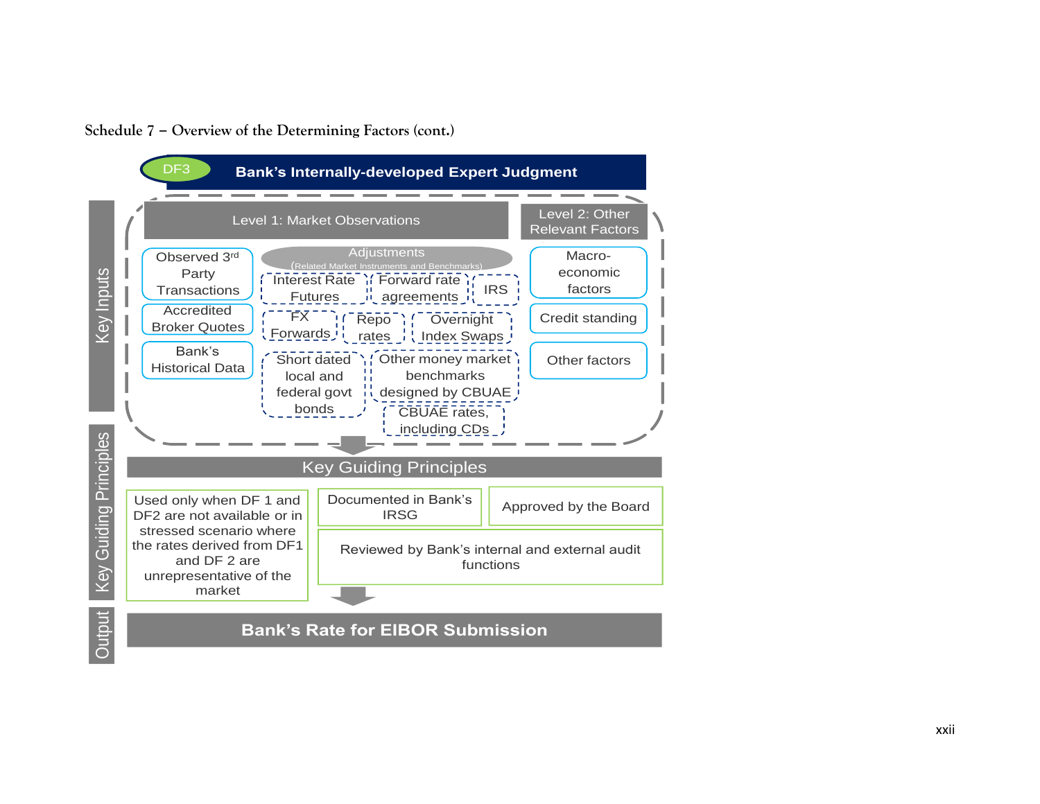Schedule 7 – Overview of the Determining Factors (cont.)

**DF3 — Bank's Internally-developed Expert Judgment**

**Key Inputs**

**Level 1: Market Observations**

- Observed 3rd Party Transactions
- Accredited Broker Quotes
- Bank's Historical Data

Adjustments (Related Market Instruments and Benchmarks)

- Interest Rate Futures
- Forward rate agreements
- IRS
- FX Forwards
- Repo rates
- Overnight Index Swaps
- Short dated local and federal govt bonds
- Other money market benchmarks designed by CBUAE
- CBUAE rates, including CDs

**Level 2: Other Relevant Factors**

- Macro-economic factors
- Credit standing
- Other factors

**Key Guiding Principles**

- Used only when DF 1 and DF2 are not available or in stressed scenario where the rates derived from DF1 and DF 2 are unrepresentative of the market
- Documented in Bank's IRSG
- Approved by the Board
- Reviewed by Bank's internal and external audit functions

**Output**

**Bank's Rate for EIBOR Submission**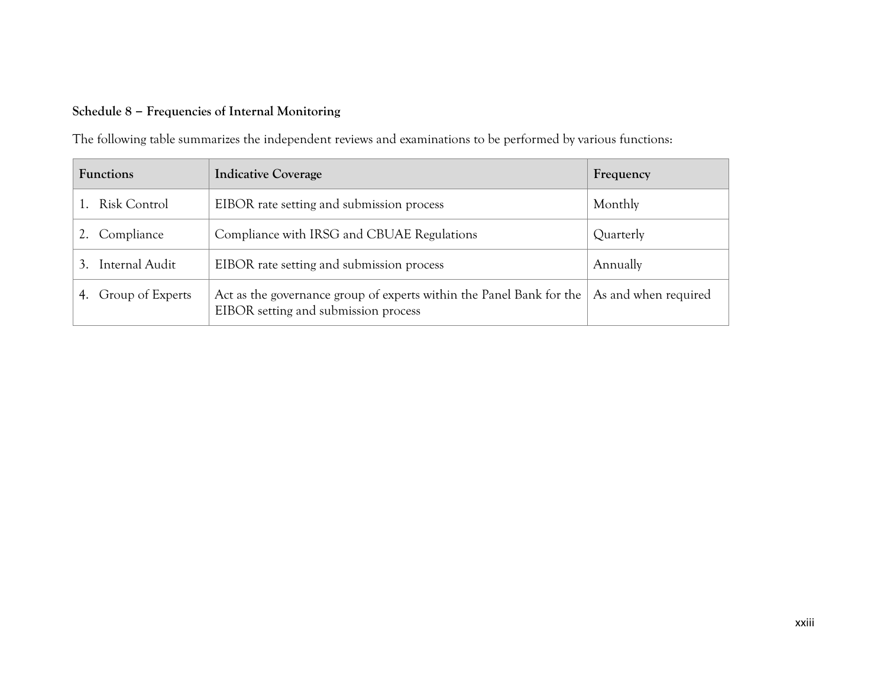**Schedule 8 – Frequencies of Internal Monitoring**

The following table summarizes the independent reviews and examinations to be performed by various functions:

| Functions | Indicative Coverage | Frequency |
|---|---|---|
| 1. Risk Control | EIBOR rate setting and submission process | Monthly |
| 2. Compliance | Compliance with IRSG and CBUAE Regulations | Quarterly |
| 3. Internal Audit | EIBOR rate setting and submission process | Annually |
| 4. Group of Experts | Act as the governance group of experts within the Panel Bank for the EIBOR setting and submission process | As and when required |